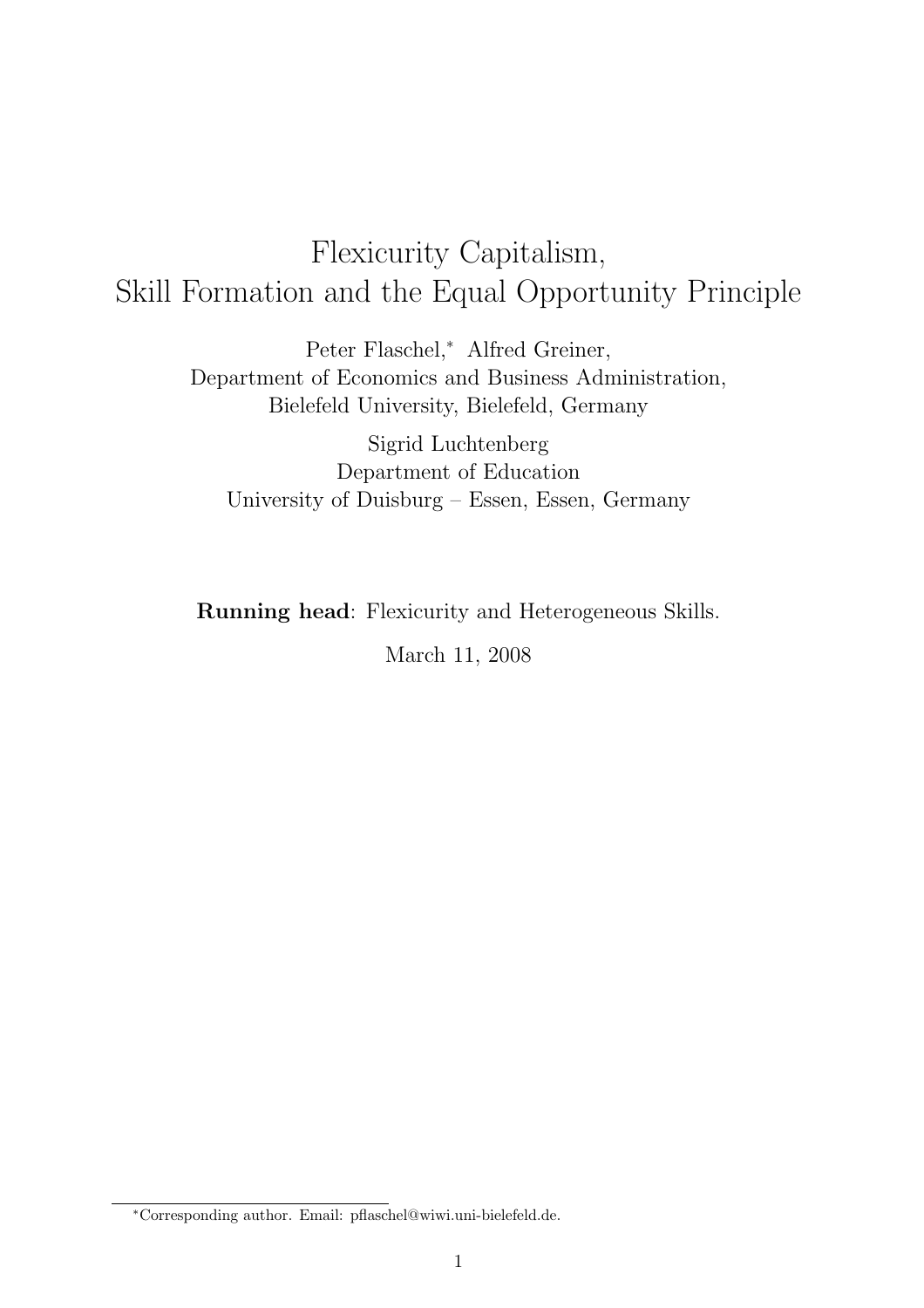# Flexicurity Capitalism, Skill Formation and the Equal Opportunity Principle

Peter Flaschel,[*] Alfred Greiner,
Department of Economics and Business Administration,
Bielefeld University, Bielefeld, Germany

Sigrid Luchtenberg
Department of Education
University of Duisburg – Essen, Essen, Germany

**Running head**: Flexicurity and Heterogeneous Skills.

March 11, 2008

[*]Corresponding author. Email: pflaschel@wiwi.uni-bielefeld.de.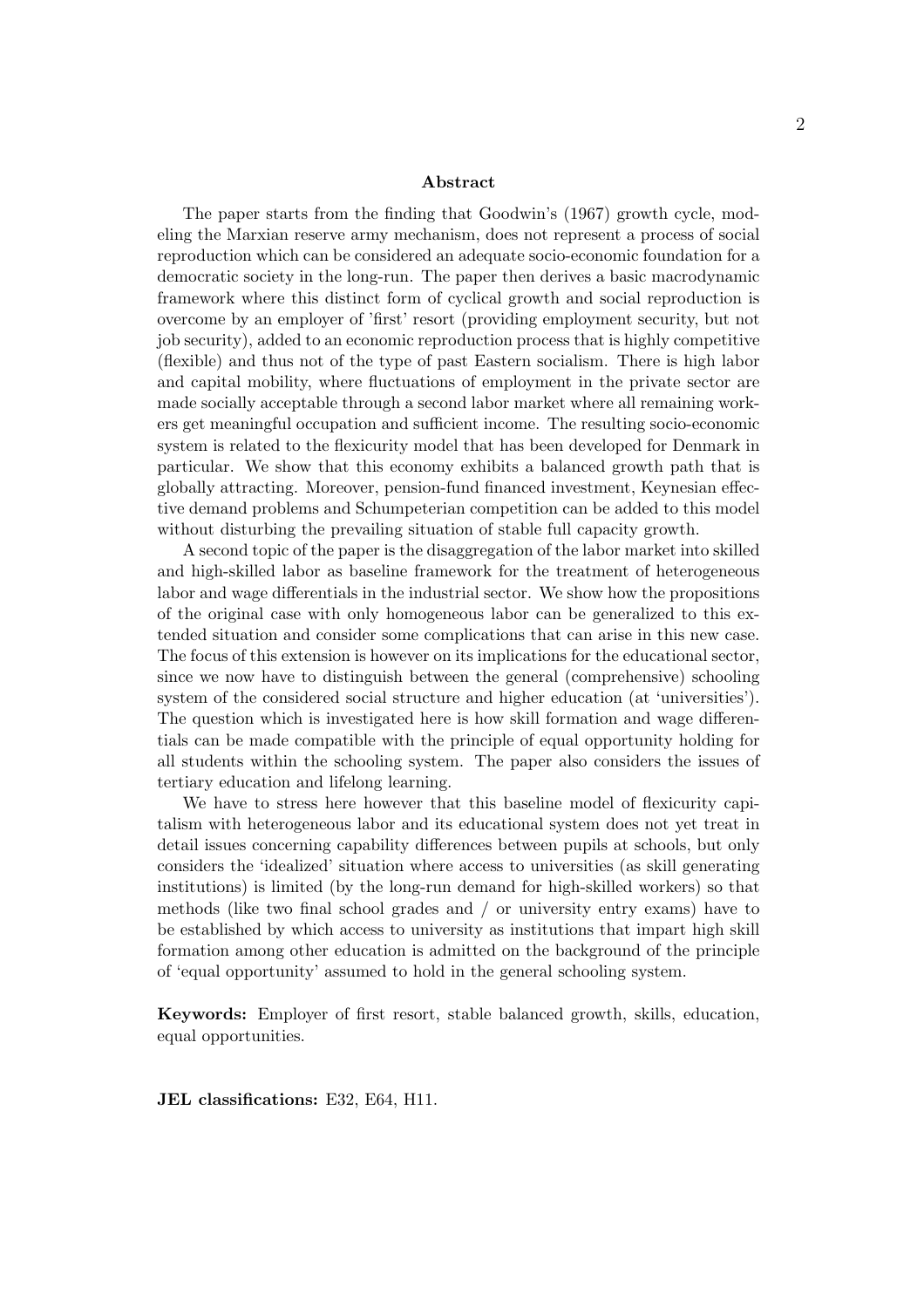## Abstract

The paper starts from the finding that Goodwin's (1967) growth cycle, modeling the Marxian reserve army mechanism, does not represent a process of social reproduction which can be considered an adequate socio-economic foundation for a democratic society in the long-run. The paper then derives a basic macrodynamic framework where this distinct form of cyclical growth and social reproduction is overcome by an employer of 'first' resort (providing employment security, but not job security), added to an economic reproduction process that is highly competitive (flexible) and thus not of the type of past Eastern socialism. There is high labor and capital mobility, where fluctuations of employment in the private sector are made socially acceptable through a second labor market where all remaining workers get meaningful occupation and sufficient income. The resulting socio-economic system is related to the flexicurity model that has been developed for Denmark in particular. We show that this economy exhibits a balanced growth path that is globally attracting. Moreover, pension-fund financed investment, Keynesian effective demand problems and Schumpeterian competition can be added to this model without disturbing the prevailing situation of stable full capacity growth.

A second topic of the paper is the disaggregation of the labor market into skilled and high-skilled labor as baseline framework for the treatment of heterogeneous labor and wage differentials in the industrial sector. We show how the propositions of the original case with only homogeneous labor can be generalized to this extended situation and consider some complications that can arise in this new case. The focus of this extension is however on its implications for the educational sector, since we now have to distinguish between the general (comprehensive) schooling system of the considered social structure and higher education (at 'universities'). The question which is investigated here is how skill formation and wage differentials can be made compatible with the principle of equal opportunity holding for all students within the schooling system. The paper also considers the issues of tertiary education and lifelong learning.

We have to stress here however that this baseline model of flexicurity capitalism with heterogeneous labor and its educational system does not yet treat in detail issues concerning capability differences between pupils at schools, but only considers the 'idealized' situation where access to universities (as skill generating institutions) is limited (by the long-run demand for high-skilled workers) so that methods (like two final school grades and / or university entry exams) have to be established by which access to university as institutions that impart high skill formation among other education is admitted on the background of the principle of 'equal opportunity' assumed to hold in the general schooling system.

**Keywords:** Employer of first resort, stable balanced growth, skills, education, equal opportunities.

**JEL classifications:** E32, E64, H11.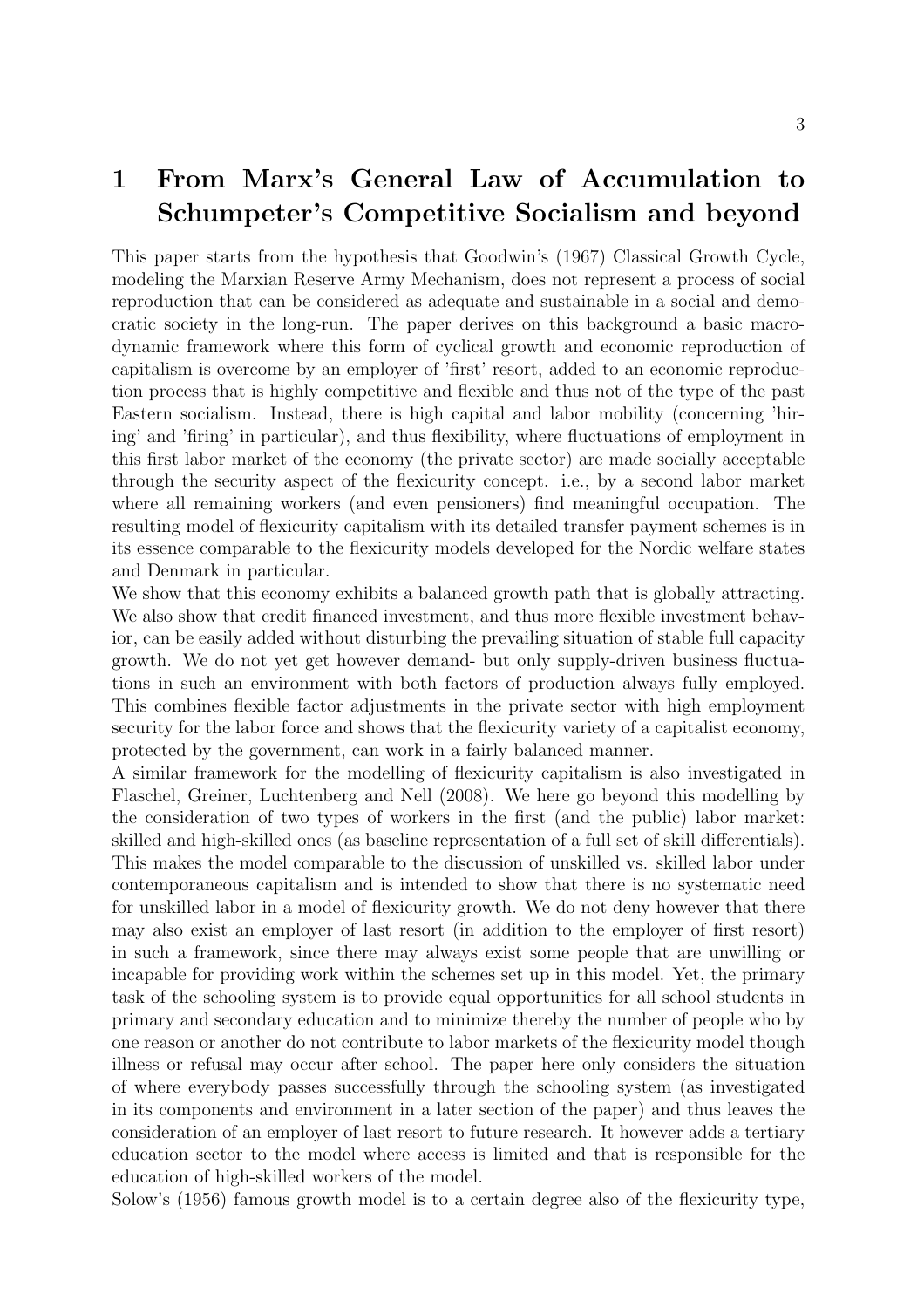# 1 From Marx's General Law of Accumulation to Schumpeter's Competitive Socialism and beyond

This paper starts from the hypothesis that Goodwin's (1967) Classical Growth Cycle, modeling the Marxian Reserve Army Mechanism, does not represent a process of social reproduction that can be considered as adequate and sustainable in a social and democratic society in the long-run. The paper derives on this background a basic macrodynamic framework where this form of cyclical growth and economic reproduction of capitalism is overcome by an employer of 'first' resort, added to an economic reproduction process that is highly competitive and flexible and thus not of the type of the past Eastern socialism. Instead, there is high capital and labor mobility (concerning 'hiring' and 'firing' in particular), and thus flexibility, where fluctuations of employment in this first labor market of the economy (the private sector) are made socially acceptable through the security aspect of the flexicurity concept. i.e., by a second labor market where all remaining workers (and even pensioners) find meaningful occupation. The resulting model of flexicurity capitalism with its detailed transfer payment schemes is in its essence comparable to the flexicurity models developed for the Nordic welfare states and Denmark in particular.

We show that this economy exhibits a balanced growth path that is globally attracting. We also show that credit financed investment, and thus more flexible investment behavior, can be easily added without disturbing the prevailing situation of stable full capacity growth. We do not yet get however demand- but only supply-driven business fluctuations in such an environment with both factors of production always fully employed. This combines flexible factor adjustments in the private sector with high employment security for the labor force and shows that the flexicurity variety of a capitalist economy, protected by the government, can work in a fairly balanced manner.

A similar framework for the modelling of flexicurity capitalism is also investigated in Flaschel, Greiner, Luchtenberg and Nell (2008). We here go beyond this modelling by the consideration of two types of workers in the first (and the public) labor market: skilled and high-skilled ones (as baseline representation of a full set of skill differentials). This makes the model comparable to the discussion of unskilled vs. skilled labor under contemporaneous capitalism and is intended to show that there is no systematic need for unskilled labor in a model of flexicurity growth. We do not deny however that there may also exist an employer of last resort (in addition to the employer of first resort) in such a framework, since there may always exist some people that are unwilling or incapable for providing work within the schemes set up in this model. Yet, the primary task of the schooling system is to provide equal opportunities for all school students in primary and secondary education and to minimize thereby the number of people who by one reason or another do not contribute to labor markets of the flexicurity model though illness or refusal may occur after school. The paper here only considers the situation of where everybody passes successfully through the schooling system (as investigated in its components and environment in a later section of the paper) and thus leaves the consideration of an employer of last resort to future research. It however adds a tertiary education sector to the model where access is limited and that is responsible for the education of high-skilled workers of the model.

Solow's (1956) famous growth model is to a certain degree also of the flexicurity type,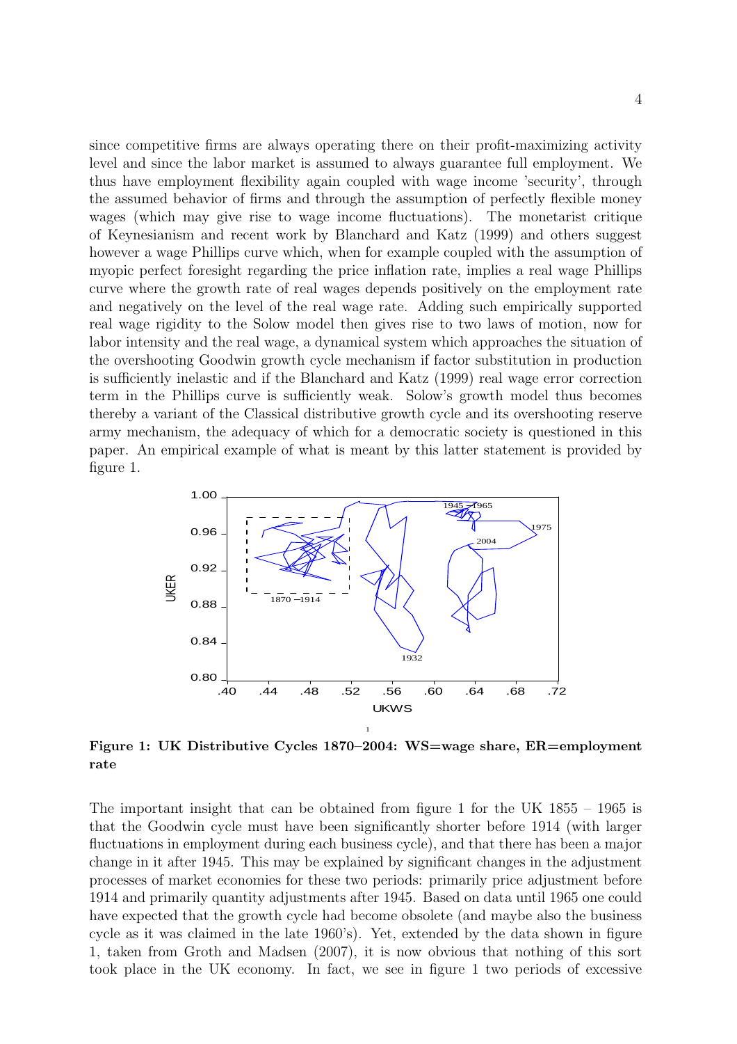since competitive firms are always operating there on their profit-maximizing activity level and since the labor market is assumed to always guarantee full employment. We thus have employment flexibility again coupled with wage income 'security', through the assumed behavior of firms and through the assumption of perfectly flexible money wages (which may give rise to wage income fluctuations). The monetarist critique of Keynesianism and recent work by Blanchard and Katz (1999) and others suggest however a wage Phillips curve which, when for example coupled with the assumption of myopic perfect foresight regarding the price inflation rate, implies a real wage Phillips curve where the growth rate of real wages depends positively on the employment rate and negatively on the level of the real wage rate. Adding such empirically supported real wage rigidity to the Solow model then gives rise to two laws of motion, now for labor intensity and the real wage, a dynamical system which approaches the situation of the overshooting Goodwin growth cycle mechanism if factor substitution in production is sufficiently inelastic and if the Blanchard and Katz (1999) real wage error correction term in the Phillips curve is sufficiently weak. Solow's growth model thus becomes thereby a variant of the Classical distributive growth cycle and its overshooting reserve army mechanism, the adequacy of which for a democratic society is questioned in this paper. An empirical example of what is meant by this latter statement is provided by figure 1.

**Figure 1: UK Distributive Cycles 1870–2004: WS=wage share, ER=employment rate**

The important insight that can be obtained from figure 1 for the UK 1855 – 1965 is that the Goodwin cycle must have been significantly shorter before 1914 (with larger fluctuations in employment during each business cycle), and that there has been a major change in it after 1945. This may be explained by significant changes in the adjustment processes of market economies for these two periods: primarily price adjustment before 1914 and primarily quantity adjustments after 1945. Based on data until 1965 one could have expected that the growth cycle had become obsolete (and maybe also the business cycle as it was claimed in the late 1960's). Yet, extended by the data shown in figure 1, taken from Groth and Madsen (2007), it is now obvious that nothing of this sort took place in the UK economy. In fact, we see in figure 1 two periods of excessive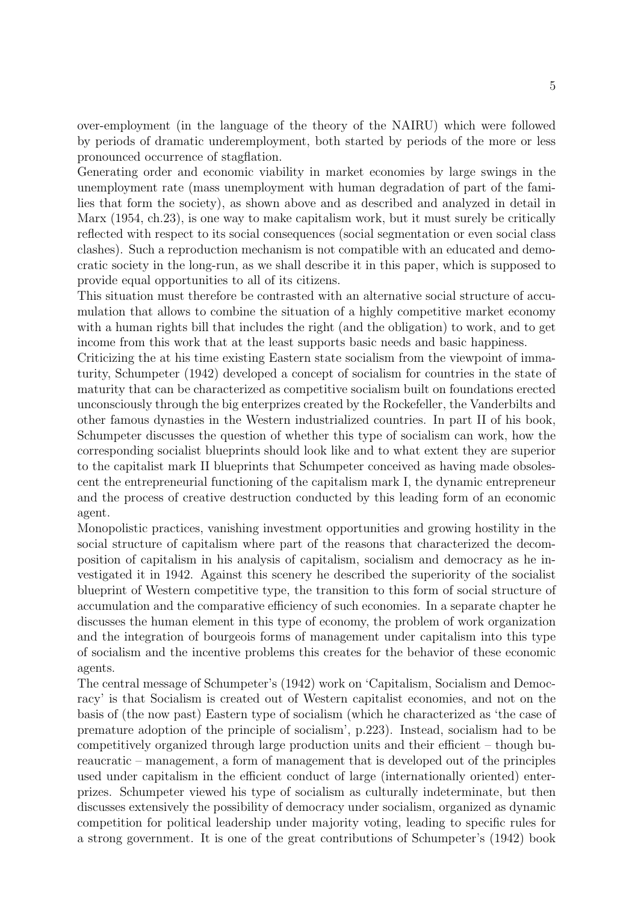over-employment (in the language of the theory of the NAIRU) which were followed by periods of dramatic underemployment, both started by periods of the more or less pronounced occurrence of stagflation.

Generating order and economic viability in market economies by large swings in the unemployment rate (mass unemployment with human degradation of part of the families that form the society), as shown above and as described and analyzed in detail in Marx (1954, ch.23), is one way to make capitalism work, but it must surely be critically reflected with respect to its social consequences (social segmentation or even social class clashes). Such a reproduction mechanism is not compatible with an educated and democratic society in the long-run, as we shall describe it in this paper, which is supposed to provide equal opportunities to all of its citizens.

This situation must therefore be contrasted with an alternative social structure of accumulation that allows to combine the situation of a highly competitive market economy with a human rights bill that includes the right (and the obligation) to work, and to get income from this work that at the least supports basic needs and basic happiness.

Criticizing the at his time existing Eastern state socialism from the viewpoint of immaturity, Schumpeter (1942) developed a concept of socialism for countries in the state of maturity that can be characterized as competitive socialism built on foundations erected unconsciously through the big enterprizes created by the Rockefeller, the Vanderbilts and other famous dynasties in the Western industrialized countries. In part II of his book, Schumpeter discusses the question of whether this type of socialism can work, how the corresponding socialist blueprints should look like and to what extent they are superior to the capitalist mark II blueprints that Schumpeter conceived as having made obsolescent the entrepreneurial functioning of the capitalism mark I, the dynamic entrepreneur and the process of creative destruction conducted by this leading form of an economic agent.

Monopolistic practices, vanishing investment opportunities and growing hostility in the social structure of capitalism where part of the reasons that characterized the decomposition of capitalism in his analysis of capitalism, socialism and democracy as he investigated it in 1942. Against this scenery he described the superiority of the socialist blueprint of Western competitive type, the transition to this form of social structure of accumulation and the comparative efficiency of such economies. In a separate chapter he discusses the human element in this type of economy, the problem of work organization and the integration of bourgeois forms of management under capitalism into this type of socialism and the incentive problems this creates for the behavior of these economic agents.

The central message of Schumpeter's (1942) work on 'Capitalism, Socialism and Democracy' is that Socialism is created out of Western capitalist economies, and not on the basis of (the now past) Eastern type of socialism (which he characterized as 'the case of premature adoption of the principle of socialism', p.223). Instead, socialism had to be competitively organized through large production units and their efficient – though bureaucratic – management, a form of management that is developed out of the principles used under capitalism in the efficient conduct of large (internationally oriented) enterprizes. Schumpeter viewed his type of socialism as culturally indeterminate, but then discusses extensively the possibility of democracy under socialism, organized as dynamic competition for political leadership under majority voting, leading to specific rules for a strong government. It is one of the great contributions of Schumpeter's (1942) book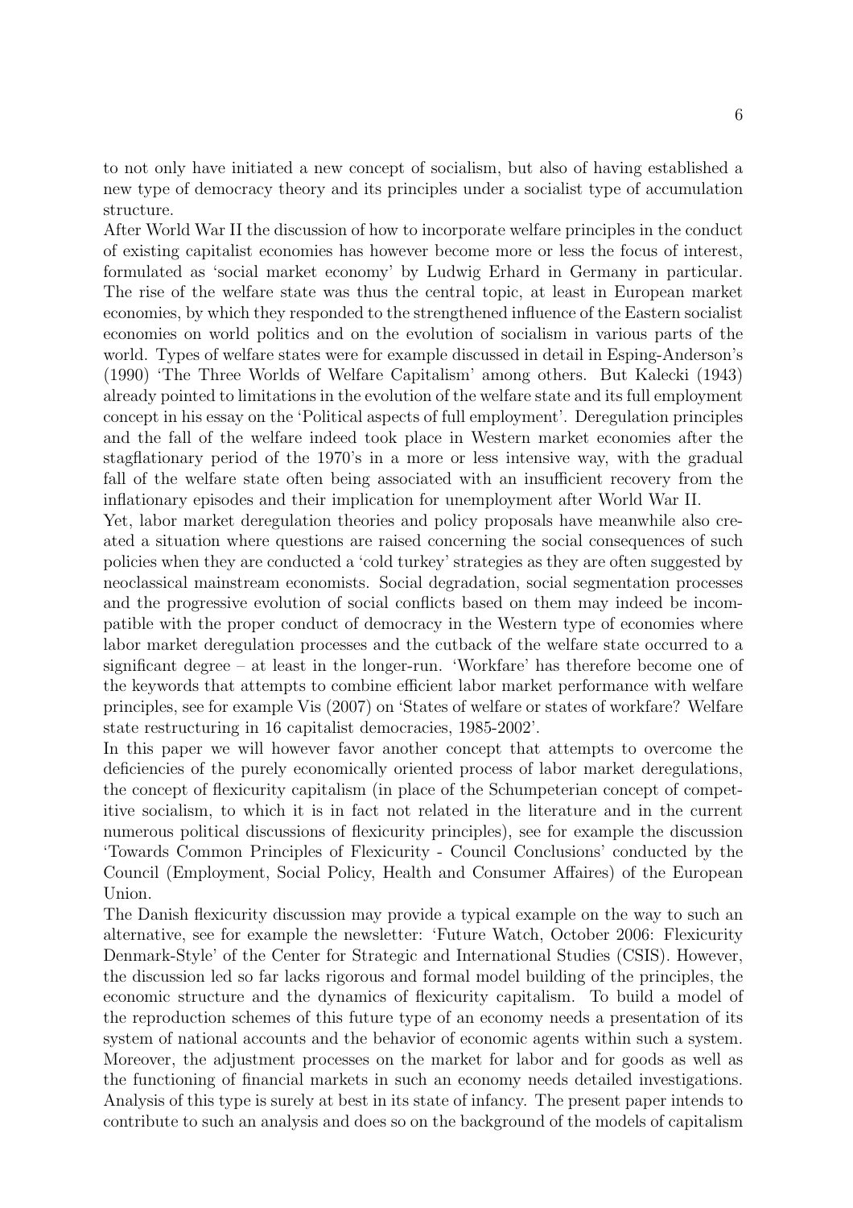to not only have initiated a new concept of socialism, but also of having established a new type of democracy theory and its principles under a socialist type of accumulation structure.

After World War II the discussion of how to incorporate welfare principles in the conduct of existing capitalist economies has however become more or less the focus of interest, formulated as 'social market economy' by Ludwig Erhard in Germany in particular. The rise of the welfare state was thus the central topic, at least in European market economies, by which they responded to the strengthened influence of the Eastern socialist economies on world politics and on the evolution of socialism in various parts of the world. Types of welfare states were for example discussed in detail in Esping-Anderson's (1990) 'The Three Worlds of Welfare Capitalism' among others. But Kalecki (1943) already pointed to limitations in the evolution of the welfare state and its full employment concept in his essay on the 'Political aspects of full employment'. Deregulation principles and the fall of the welfare indeed took place in Western market economies after the stagflationary period of the 1970's in a more or less intensive way, with the gradual fall of the welfare state often being associated with an insufficient recovery from the inflationary episodes and their implication for unemployment after World War II.

Yet, labor market deregulation theories and policy proposals have meanwhile also created a situation where questions are raised concerning the social consequences of such policies when they are conducted a 'cold turkey' strategies as they are often suggested by neoclassical mainstream economists. Social degradation, social segmentation processes and the progressive evolution of social conflicts based on them may indeed be incompatible with the proper conduct of democracy in the Western type of economies where labor market deregulation processes and the cutback of the welfare state occurred to a significant degree – at least in the longer-run. 'Workfare' has therefore become one of the keywords that attempts to combine efficient labor market performance with welfare principles, see for example Vis (2007) on 'States of welfare or states of workfare? Welfare state restructuring in 16 capitalist democracies, 1985-2002'.

In this paper we will however favor another concept that attempts to overcome the deficiencies of the purely economically oriented process of labor market deregulations, the concept of flexicurity capitalism (in place of the Schumpeterian concept of competitive socialism, to which it is in fact not related in the literature and in the current numerous political discussions of flexicurity principles), see for example the discussion 'Towards Common Principles of Flexicurity - Council Conclusions' conducted by the Council (Employment, Social Policy, Health and Consumer Affaires) of the European Union.

The Danish flexicurity discussion may provide a typical example on the way to such an alternative, see for example the newsletter: 'Future Watch, October 2006: Flexicurity Denmark-Style' of the Center for Strategic and International Studies (CSIS). However, the discussion led so far lacks rigorous and formal model building of the principles, the economic structure and the dynamics of flexicurity capitalism. To build a model of the reproduction schemes of this future type of an economy needs a presentation of its system of national accounts and the behavior of economic agents within such a system. Moreover, the adjustment processes on the market for labor and for goods as well as the functioning of financial markets in such an economy needs detailed investigations. Analysis of this type is surely at best in its state of infancy. The present paper intends to contribute to such an analysis and does so on the background of the models of capitalism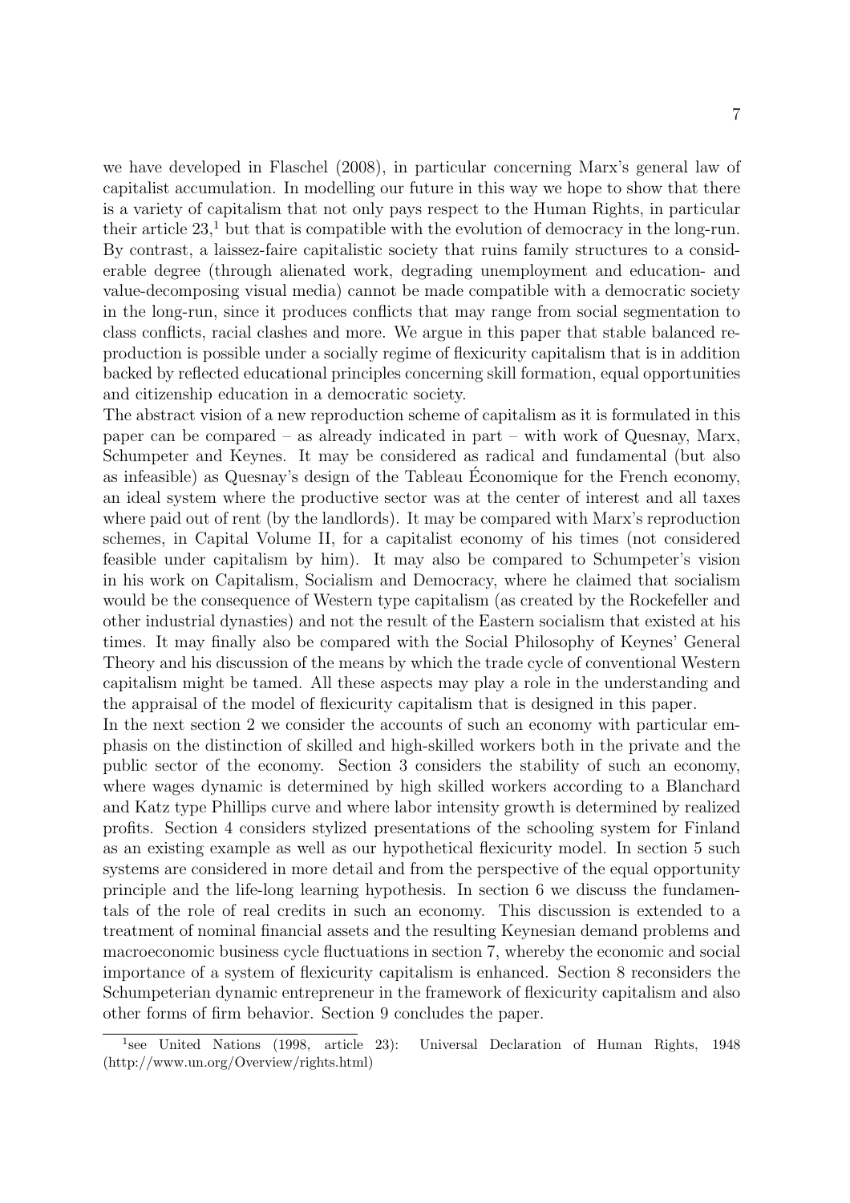we have developed in Flaschel (2008), in particular concerning Marx's general law of capitalist accumulation. In modelling our future in this way we hope to show that there is a variety of capitalism that not only pays respect to the Human Rights, in particular their article 23,[1] but that is compatible with the evolution of democracy in the long-run. By contrast, a laissez-faire capitalistic society that ruins family structures to a considerable degree (through alienated work, degrading unemployment and education- and value-decomposing visual media) cannot be made compatible with a democratic society in the long-run, since it produces conflicts that may range from social segmentation to class conflicts, racial clashes and more. We argue in this paper that stable balanced reproduction is possible under a socially regime of flexicurity capitalism that is in addition backed by reflected educational principles concerning skill formation, equal opportunities and citizenship education in a democratic society.

The abstract vision of a new reproduction scheme of capitalism as it is formulated in this paper can be compared – as already indicated in part – with work of Quesnay, Marx, Schumpeter and Keynes. It may be considered as radical and fundamental (but also as infeasible) as Quesnay's design of the Tableau Économique for the French economy, an ideal system where the productive sector was at the center of interest and all taxes where paid out of rent (by the landlords). It may be compared with Marx's reproduction schemes, in Capital Volume II, for a capitalist economy of his times (not considered feasible under capitalism by him). It may also be compared to Schumpeter's vision in his work on Capitalism, Socialism and Democracy, where he claimed that socialism would be the consequence of Western type capitalism (as created by the Rockefeller and other industrial dynasties) and not the result of the Eastern socialism that existed at his times. It may finally also be compared with the Social Philosophy of Keynes' General Theory and his discussion of the means by which the trade cycle of conventional Western capitalism might be tamed. All these aspects may play a role in the understanding and the appraisal of the model of flexicurity capitalism that is designed in this paper.

In the next section 2 we consider the accounts of such an economy with particular emphasis on the distinction of skilled and high-skilled workers both in the private and the public sector of the economy. Section 3 considers the stability of such an economy, where wages dynamic is determined by high skilled workers according to a Blanchard and Katz type Phillips curve and where labor intensity growth is determined by realized profits. Section 4 considers stylized presentations of the schooling system for Finland as an existing example as well as our hypothetical flexicurity model. In section 5 such systems are considered in more detail and from the perspective of the equal opportunity principle and the life-long learning hypothesis. In section 6 we discuss the fundamentals of the role of real credits in such an economy. This discussion is extended to a treatment of nominal financial assets and the resulting Keynesian demand problems and macroeconomic business cycle fluctuations in section 7, whereby the economic and social importance of a system of flexicurity capitalism is enhanced. Section 8 reconsiders the Schumpeterian dynamic entrepreneur in the framework of flexicurity capitalism and also other forms of firm behavior. Section 9 concludes the paper.

[1] see United Nations (1998, article 23): Universal Declaration of Human Rights, 1948 (http://www.un.org/Overview/rights.html)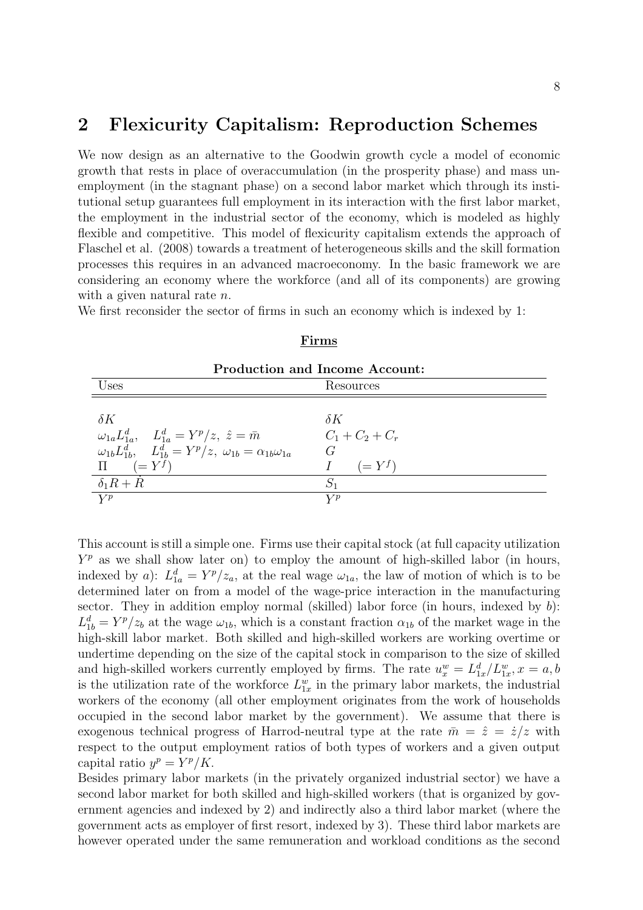## 2 Flexicurity Capitalism: Reproduction Schemes

We now design as an alternative to the Goodwin growth cycle a model of economic growth that rests in place of overaccumulation (in the prosperity phase) and mass unemployment (in the stagnant phase) on a second labor market which through its institutional setup guarantees full employment in its interaction with the first labor market, the employment in the industrial sector of the economy, which is modeled as highly flexible and competitive. This model of flexicurity capitalism extends the approach of Flaschel et al. (2008) towards a treatment of heterogeneous skills and the skill formation processes this requires in an advanced macroeconomy. In the basic framework we are considering an economy where the workforce (and all of its components) are growing with a given natural rate $n$.

We first reconsider the sector of firms in such an economy which is indexed by 1:

**Firms**

**Production and Income Account:**

| Uses | Resources |
|---|---|
| $\delta K$ | $\delta K$ |
| $\omega_{1a}L^d_{1a}, \quad L^d_{1a} = Y^p/z, \ \hat{z} = \bar{m}$ | $C_1 + C_2 + C_r$ |
| $\omega_{1b}L^d_{1b}, \quad L^d_{1b} = Y^p/z, \ \omega_{1b} = \alpha_{1b}\omega_{1a}$ | $G$ |
| $\Pi \quad (= Y^f)$ | $I \qquad (= Y^f)$ |
| $\delta_1 R + \dot{R}$ | $S_1$ |
| $Y^p$ | $Y^p$ |

This account is still a simple one. Firms use their capital stock (at full capacity utilization $Y^p$ as we shall show later on) to employ the amount of high-skilled labor (in hours, indexed by $a$): $L^d_{1a} = Y^p/z_a$, at the real wage $\omega_{1a}$, the law of motion of which is to be determined later on from a model of the wage-price interaction in the manufacturing sector. They in addition employ normal (skilled) labor force (in hours, indexed by $b$): $L^d_{1b} = Y^p/z_b$ at the wage $\omega_{1b}$, which is a constant fraction $\alpha_{1b}$ of the market wage in the high-skill labor market. Both skilled and high-skilled workers are working overtime or undertime depending on the size of the capital stock in comparison to the size of skilled and high-skilled workers currently employed by firms. The rate $u^w_x = L^d_{1x}/L^w_{1x}, x = a, b$ is the utilization rate of the workforce $L^w_{1x}$ in the primary labor markets, the industrial workers of the economy (all other employment originates from the work of households occupied in the second labor market by the government). We assume that there is exogenous technical progress of Harrod-neutral type at the rate $\bar{m} = \hat{z} = \dot{z}/z$ with respect to the output employment ratios of both types of workers and a given output capital ratio $y^p = Y^p/K$.

Besides primary labor markets (in the privately organized industrial sector) we have a second labor market for both skilled and high-skilled workers (that is organized by government agencies and indexed by 2) and indirectly also a third labor market (where the government acts as employer of first resort, indexed by 3). These third labor markets are however operated under the same remuneration and workload conditions as the second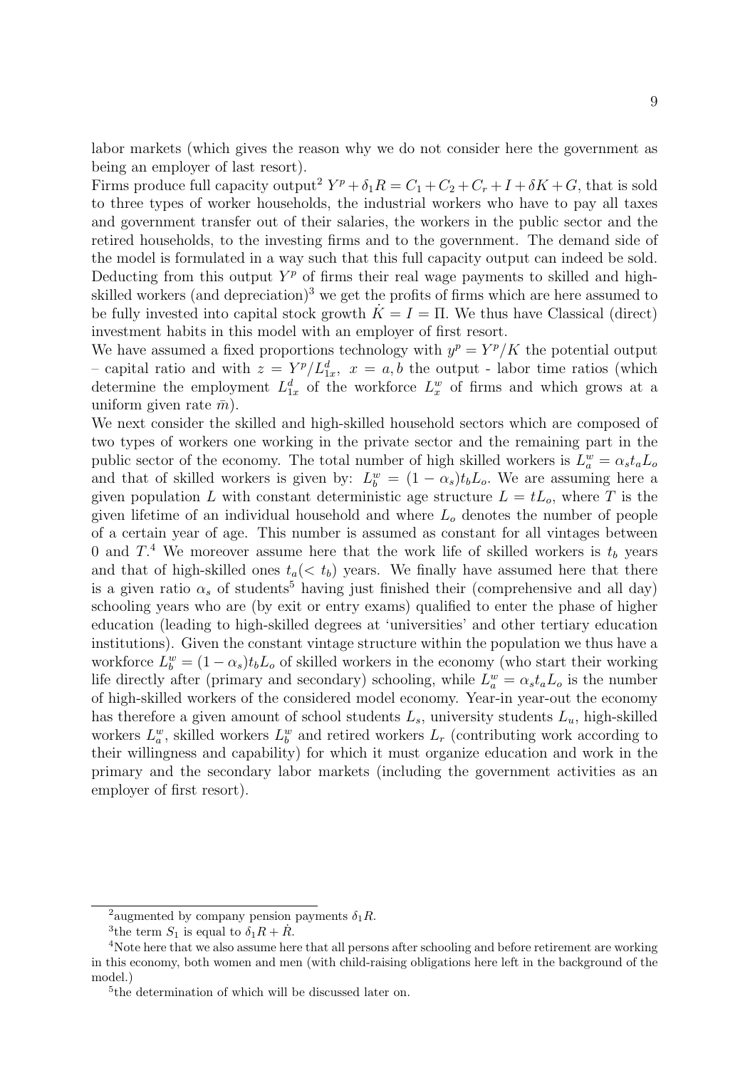labor markets (which gives the reason why we do not consider here the government as being an employer of last resort).

Firms produce full capacity output[2] $Y^p + \delta_1 R = C_1 + C_2 + C_r + I + \delta K + G$, that is sold to three types of worker households, the industrial workers who have to pay all taxes and government transfer out of their salaries, the workers in the public sector and the retired households, to the investing firms and to the government. The demand side of the model is formulated in a way such that this full capacity output can indeed be sold. Deducting from this output $Y^p$ of firms their real wage payments to skilled and high-skilled workers (and depreciation)[3] we get the profits of firms which are here assumed to be fully invested into capital stock growth $\dot{K} = I = \Pi$. We thus have Classical (direct) investment habits in this model with an employer of first resort.

We have assumed a fixed proportions technology with $y^p = Y^p/K$ the potential output – capital ratio and with $z = Y^p/L^d_{1x},\ x = a, b$ the output - labor time ratios (which determine the employment $L^d_{1x}$ of the workforce $L^w_x$ of firms and which grows at a uniform given rate $\bar{m}$).

We next consider the skilled and high-skilled household sectors which are composed of two types of workers one working in the private sector and the remaining part in the public sector of the economy. The total number of high skilled workers is $L^w_a = \alpha_s t_a L_o$ and that of skilled workers is given by: $L^w_b = (1 - \alpha_s) t_b L_o$. We are assuming here a given population $L$ with constant deterministic age structure $L = tL_o$, where $T$ is the given lifetime of an individual household and where $L_o$ denotes the number of people of a certain year of age. This number is assumed as constant for all vintages between 0 and $T$.[4] We moreover assume here that the work life of skilled workers is $t_b$ years and that of high-skilled ones $t_a (< t_b)$ years. We finally have assumed here that there is a given ratio $\alpha_s$ of students[5] having just finished their (comprehensive and all day) schooling years who are (by exit or entry exams) qualified to enter the phase of higher education (leading to high-skilled degrees at 'universities' and other tertiary education institutions). Given the constant vintage structure within the population we thus have a workforce $L^w_b = (1 - \alpha_s) t_b L_o$ of skilled workers in the economy (who start their working life directly after (primary and secondary) schooling, while $L^w_a = \alpha_s t_a L_o$ is the number of high-skilled workers of the considered model economy. Year-in year-out the economy has therefore a given amount of school students $L_s$, university students $L_u$, high-skilled workers $L^w_a$, skilled workers $L^w_b$ and retired workers $L_r$ (contributing work according to their willingness and capability) for which it must organize education and work in the primary and the secondary labor markets (including the government activities as an employer of first resort).

---

[2] augmented by company pension payments $\delta_1 R$.

[3] the term $S_1$ is equal to $\delta_1 R + \dot{R}$.

[4] Note here that we also assume here that all persons after schooling and before retirement are working in this economy, both women and men (with child-raising obligations here left in the background of the model.)

[5] the determination of which will be discussed later on.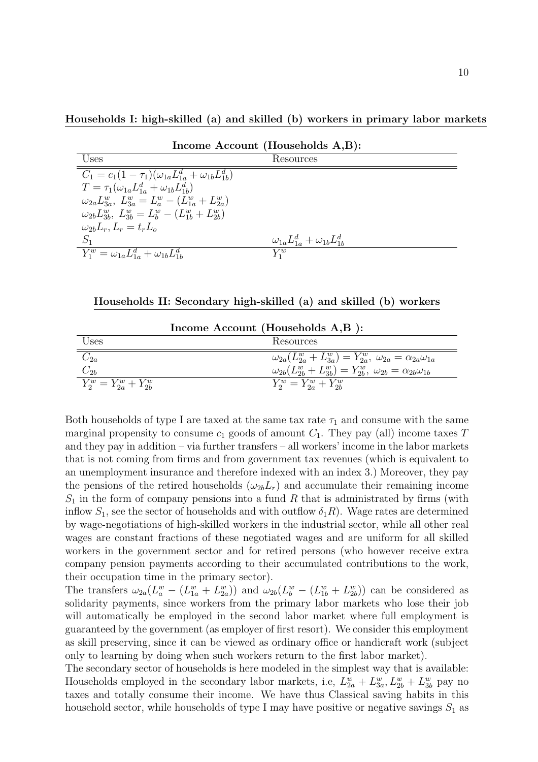**Households I: high-skilled (a) and skilled (b) workers in primary labor markets**

**Income Account (Households A,B):**

| Uses | Resources |
|---|---|
| $C_1 = c_1(1-\tau_1)(\omega_{1a}L^d_{1a} + \omega_{1b}L^d_{1b})$ | |
| $T = \tau_1(\omega_{1a}L^d_{1a} + \omega_{1b}L^d_{1b})$ | |
| $\omega_{2a}L^w_{3a},\ L^w_{3a} = L^w_a - (L^w_{1a} + L^w_{2a})$ | |
| $\omega_{2b}L^w_{3b},\ L^w_{3b} = L^w_b - (L^w_{1b} + L^w_{2b})$ | |
| $\omega_{2b}L_r,\ L_r = t_r L_o$ | |
| $S_1$ | $\omega_{1a}L^d_{1a} + \omega_{1b}L^d_{1b}$ |
| $Y^w_1 = \omega_{1a}L^d_{1a} + \omega_{1b}L^d_{1b}$ | $Y^w_1$ |

**Households II: Secondary high-skilled (a) and skilled (b) workers**

**Income Account (Households A,B ):**

| Uses | Resources |
|---|---|
| $C_{2a}$ | $\omega_{2a}(L^w_{2a} + L^w_{3a}) = Y^w_{2a},\ \omega_{2a} = \alpha_{2a}\omega_{1a}$ |
| $C_{2b}$ | $\omega_{2b}(L^w_{2b} + L^w_{3b}) = Y^w_{2b},\ \omega_{2b} = \alpha_{2b}\omega_{1b}$ |
| $Y^w_2 = Y^w_{2a} + Y^w_{2b}$ | $Y^w_2 = Y^w_{2a} + Y^w_{2b}$ |

Both households of type I are taxed at the same tax rate $\tau_1$ and consume with the same marginal propensity to consume $c_1$ goods of amount $C_1$. They pay (all) income taxes $T$ and they pay in addition – via further transfers – all workers' income in the labor markets that is not coming from firms and from government tax revenues (which is equivalent to an unemployment insurance and therefore indexed with an index 3.) Moreover, they pay the pensions of the retired households ($\omega_{2b}L_r$) and accumulate their remaining income $S_1$ in the form of company pensions into a fund $R$ that is administrated by firms (with inflow $S_1$, see the sector of households and with outflow $\delta_1 R$). Wage rates are determined by wage-negotiations of high-skilled workers in the industrial sector, while all other real wages are constant fractions of these negotiated wages and are uniform for all skilled workers in the government sector and for retired persons (who however receive extra company pension payments according to their accumulated contributions to the work, their occupation time in the primary sector).

The transfers $\omega_{2a}(L^w_a - (L^w_{1a} + L^w_{2a}))$ and $\omega_{2b}(L^w_b - (L^w_{1b} + L^w_{2b}))$ can be considered as solidarity payments, since workers from the primary labor markets who lose their job will automatically be employed in the second labor market where full employment is guaranteed by the government (as employer of first resort). We consider this employment as skill preserving, since it can be viewed as ordinary office or handicraft work (subject only to learning by doing when such workers return to the first labor market).

The secondary sector of households is here modeled in the simplest way that is available: Households employed in the secondary labor markets, i.e, $L^w_{2a} + L^w_{3a}, L^w_{2b} + L^w_{3b}$ pay no taxes and totally consume their income. We have thus Classical saving habits in this household sector, while households of type I may have positive or negative savings $S_1$ as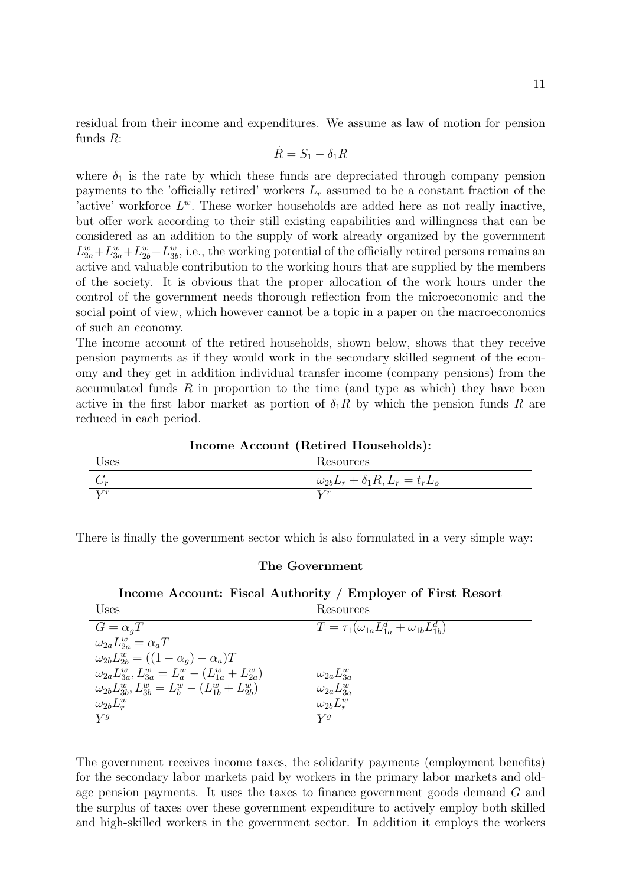residual from their income and expenditures. We assume as law of motion for pension funds $R$:

$$\dot{R} = S_1 - \delta_1 R$$

where $\delta_1$ is the rate by which these funds are depreciated through company pension payments to the 'officially retired' workers $L_r$ assumed to be a constant fraction of the 'active' workforce $L^w$. These worker households are added here as not really inactive, but offer work according to their still existing capabilities and willingness that can be considered as an addition to the supply of work already organized by the government $L^w_{2a}+L^w_{3a}+L^w_{2b}+L^w_{3b}$, i.e., the working potential of the officially retired persons remains an active and valuable contribution to the working hours that are supplied by the members of the society. It is obvious that the proper allocation of the work hours under the control of the government needs thorough reflection from the microeconomic and the social point of view, which however cannot be a topic in a paper on the macroeconomics of such an economy.

The income account of the retired households, shown below, shows that they receive pension payments as if they would work in the secondary skilled segment of the economy and they get in addition individual transfer income (company pensions) from the accumulated funds $R$ in proportion to the time (and type as which) they have been active in the first labor market as portion of $\delta_1 R$ by which the pension funds $R$ are reduced in each period.

**Income Account (Retired Households):**

| Uses | Resources |
|---|---|
| $C_r$ | $\omega_{2b}L_r + \delta_1 R, L_r = t_r L_o$ |
| $Y^r$ | $Y^r$ |

There is finally the government sector which is also formulated in a very simple way:

## The Government

**Income Account: Fiscal Authority / Employer of First Resort**

| Uses | Resources |
|---|---|
| $G = \alpha_g T$ | $T = \tau_1(\omega_{1a}L^d_{1a} + \omega_{1b}L^d_{1b})$ |
| $\omega_{2a}L^w_{2a} = \alpha_a T$ | |
| $\omega_{2b}L^w_{2b} = ((1-\alpha_g) - \alpha_a)T$ | |
| $\omega_{2a}L^w_{3a}, L^w_{3a} = L^w_a - (L^w_{1a} + L^w_{2a})$ | $\omega_{2a}L^w_{3a}$ |
| $\omega_{2b}L^w_{3b}, L^w_{3b} = L^w_b - (L^w_{1b} + L^w_{2b})$ | $\omega_{2a}L^w_{3a}$ |
| $\omega_{2b}L^w_r$ | $\omega_{2b}L^w_r$ |
| $Y^g$ | $Y^g$ |

The government receives income taxes, the solidarity payments (employment benefits) for the secondary labor markets paid by workers in the primary labor markets and old-age pension payments. It uses the taxes to finance government goods demand $G$ and the surplus of taxes over these government expenditure to actively employ both skilled and high-skilled workers in the government sector. In addition it employs the workers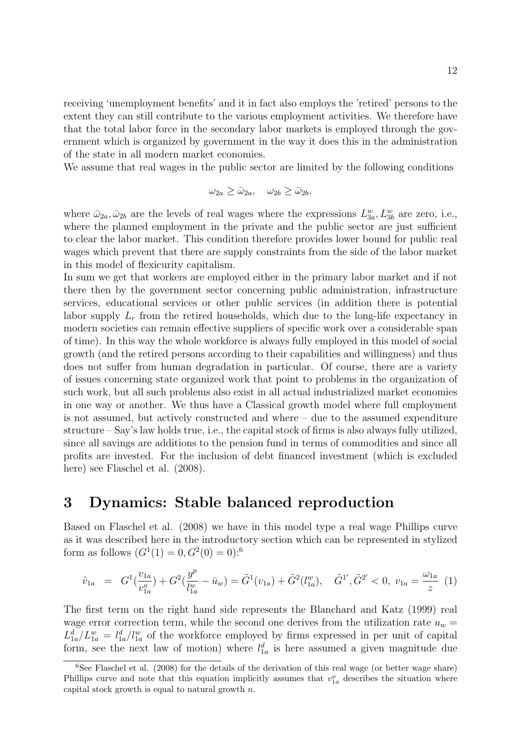receiving 'unemployment benefits' and it in fact also employs the 'retired' persons to the extent they can still contribute to the various employment activities. We therefore have that the total labor force in the secondary labor markets is employed through the government which is organized by government in the way it does this in the administration of the state in all modern market economies.
We assume that real wages in the public sector are limited by the following conditions

$$\omega_{2a} \geq \bar{\omega}_{2a}, \quad \omega_{2b} \geq \bar{\omega}_{2b},$$

where $\bar{\omega}_{2a}, \bar{\omega}_{2b}$ are the levels of real wages where the expressions $L_{3a}^w, L_{3b}^w$ are zero, i.e., where the planned employment in the private and the public sector are just sufficient to clear the labor market. This condition therefore provides lower bound for public real wages which prevent that there are supply constraints from the side of the labor market in this model of flexicurity capitalism.
In sum we get that workers are employed either in the primary labor market and if not there then by the government sector concerning public administration, infrastructure services, educational services or other public services (in addition there is potential labor supply $L_r$ from the retired households, which due to the long-life expectancy in modern societies can remain effective suppliers of specific work over a considerable span of time). In this way the whole workforce is always fully employed in this model of social growth (and the retired persons according to their capabilities and willingness) and thus does not suffer from human degradation in particular. Of course, there are a variety of issues concerning state organized work that point to problems in the organization of such work, but all such problems also exist in all actual industrialized market economies in one way or another. We thus have a Classical growth model where full employment is not assumed, but actively constructed and where – due to the assumed expenditure structure – Say's law holds true, i.e., the capital stock of firms is also always fully utilized, since all savings are additions to the pension fund in terms of commodities and since all profits are invested. For the inclusion of debt financed investment (which is excluded here) see Flaschel et al. (2008).

# 3 Dynamics: Stable balanced reproduction

Based on Flaschel et al. (2008) we have in this model type a real wage Phillips curve as it was described here in the introductory section which can be represented in stylized form as follows $(G^1(1) = 0, G^2(0) = 0)$:[6]

$$\hat{v}_{1a} \;=\; G^1(\frac{v_{1a}}{v_{1a}^o}) + G^2(\frac{y^p}{l_{1a}^w} - \bar{u}_w) = \tilde{G}^1(v_{1a}) + \tilde{G}^2(l_{1a}^w), \quad \tilde{G}^{1'}, \tilde{G}^{2'} < 0, \; v_{1a} = \frac{\omega_{1a}}{z} \quad (1)$$

The first term on the right hand side represents the Blanchard and Katz (1999) real wage error correction term, while the second one derives from the utilization rate $u_w = L_{1a}^d / L_{1a}^w = l_{1a}^d / l_{1a}^w$ of the workforce employed by firms expressed in per unit of capital form, see the next law of motion) where $l_{1a}^d$ is here assumed a given magnitude due

[6] See Flaschel et al. (2008) for the details of the derivation of this real wage (or better wage share) Phillips curve and note that this equation implicitly assumes that $v_{1a}^o$ describes the situation where capital stock growth is equal to natural growth $n$.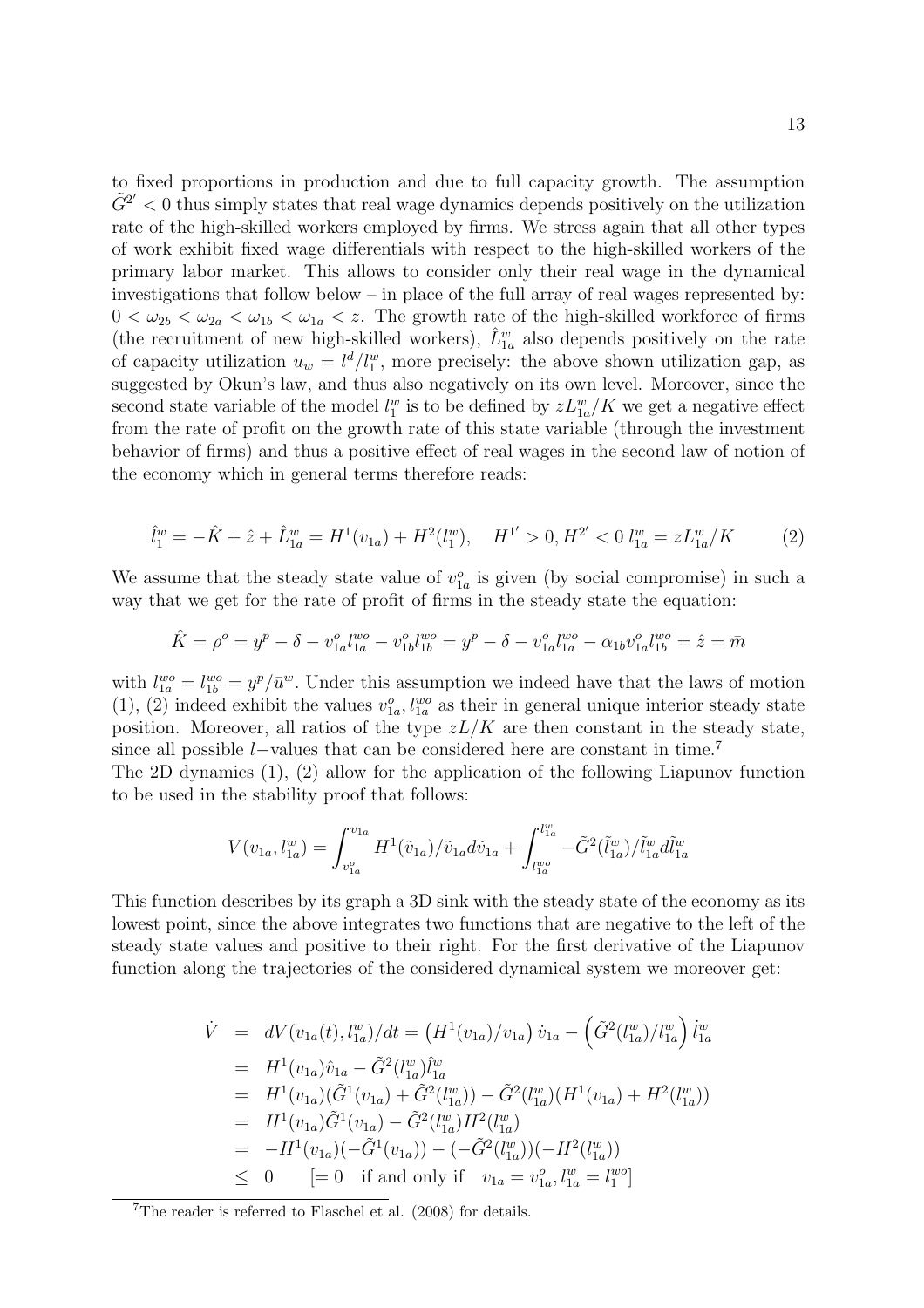to fixed proportions in production and due to full capacity growth. The assumption $\tilde{G}^{2'} < 0$ thus simply states that real wage dynamics depends positively on the utilization rate of the high-skilled workers employed by firms. We stress again that all other types of work exhibit fixed wage differentials with respect to the high-skilled workers of the primary labor market. This allows to consider only their real wage in the dynamical investigations that follow below – in place of the full array of real wages represented by: $0 < \omega_{2b} < \omega_{2a} < \omega_{1b} < \omega_{1a} < z$. The growth rate of the high-skilled workforce of firms (the recruitment of new high-skilled workers), $\hat{L}^w_{1a}$ also depends positively on the rate of capacity utilization $u_w = l^d/l^w_1$, more precisely: the above shown utilization gap, as suggested by Okun's law, and thus also negatively on its own level. Moreover, since the second state variable of the model $l^w_1$ is to be defined by $zL^w_{1a}/K$ we get a negative effect from the rate of profit on the growth rate of this state variable (through the investment behavior of firms) and thus a positive effect of real wages in the second law of notion of the economy which in general terms therefore reads:

$$\hat{l}^w_1 = -\hat{K} + \hat{z} + \hat{L}^w_{1a} = H^1(v_{1a}) + H^2(l^w_1), \quad H^{1'} > 0, H^{2'} < 0 \; l^w_{1a} = zL^w_{1a}/K \tag{2}$$

We assume that the steady state value of $v^o_{1a}$ is given (by social compromise) in such a way that we get for the rate of profit of firms in the steady state the equation:

$$\hat{K} = \rho^o = y^p - \delta - v^o_{1a}l^{wo}_{1a} - v^o_{1b}l^{wo}_{1b} = y^p - \delta - v^o_{1a}l^{wo}_{1a} - \alpha_{1b}v^o_{1a}l^{wo}_{1b} = \hat{z} = \bar{m}$$

with $l^{wo}_{1a} = l^{wo}_{1b} = y^p/\bar{u}^w$. Under this assumption we indeed have that the laws of motion (1), (2) indeed exhibit the values $v^o_{1a}, l^{wo}_{1a}$ as their in general unique interior steady state position. Moreover, all ratios of the type $zL/K$ are then constant in the steady state, since all possible $l-$values that can be considered here are constant in time.[7]

The 2D dynamics (1), (2) allow for the application of the following Liapunov function to be used in the stability proof that follows:

$$V(v_{1a}, l^w_{1a}) = \int_{v^o_{1a}}^{v_{1a}} H^1(\tilde{v}_{1a})/\tilde{v}_{1a} d\tilde{v}_{1a} + \int_{l^{wo}_{1a}}^{l^w_{1a}} -\tilde{G}^2(\tilde{l}^w_{1a})/\tilde{l}^w_{1a} d\tilde{l}^w_{1a}$$

This function describes by its graph a 3D sink with the steady state of the economy as its lowest point, since the above integrates two functions that are negative to the left of the steady state values and positive to their right. For the first derivative of the Liapunov function along the trajectories of the considered dynamical system we moreover get:

$$\begin{aligned}
\dot{V} &= dV(v_{1a}(t), l^w_{1a})/dt = \left(H^1(v_{1a})/v_{1a}\right)\dot{v}_{1a} - \left(\tilde{G}^2(l^w_{1a})/l^w_{1a}\right)\dot{l}^w_{1a} \\
&= H^1(v_{1a})\hat{v}_{1a} - \tilde{G}^2(l^w_{1a})\hat{l}^w_{1a} \\
&= H^1(v_{1a})(\tilde{G}^1(v_{1a}) + \tilde{G}^2(l^w_{1a})) - \tilde{G}^2(l^w_{1a})(H^1(v_{1a}) + H^2(l^w_{1a})) \\
&= H^1(v_{1a})\tilde{G}^1(v_{1a}) - \tilde{G}^2(l^w_{1a})H^2(l^w_{1a}) \\
&= -H^1(v_{1a})(-\tilde{G}^1(v_{1a})) - (-\tilde{G}^2(l^w_{1a}))(-H^2(l^w_{1a})) \\
&\leq 0 \qquad [= 0 \quad \text{if and only if} \quad v_{1a} = v^o_{1a}, l^w_{1a} = l^{wo}_1]
\end{aligned}$$

[7] The reader is referred to Flaschel et al. (2008) for details.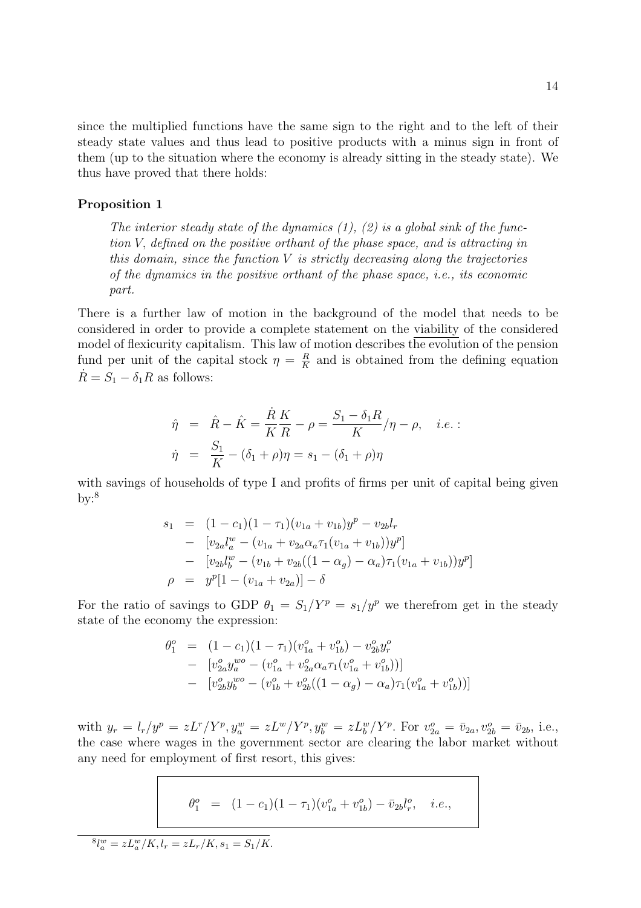since the multiplied functions have the same sign to the right and to the left of their steady state values and thus lead to positive products with a minus sign in front of them (up to the situation where the economy is already sitting in the steady state). We thus have proved that there holds:

**Proposition 1**

> *The interior steady state of the dynamics (1), (2) is a global sink of the function V, defined on the positive orthant of the phase space, and is attracting in this domain, since the function V is strictly decreasing along the trajectories of the dynamics in the positive orthant of the phase space, i.e., its economic part.*

There is a further law of motion in the background of the model that needs to be considered in order to provide a complete statement on the viability of the considered model of flexicurity capitalism. This law of motion describes the evolution of the pension fund per unit of the capital stock $\eta = \frac{R}{K}$ and is obtained from the defining equation $\dot{R} = S_1 - \delta_1 R$ as follows:

$$
\begin{aligned}
\hat{\eta} &= \hat{R} - \hat{K} = \frac{\dot{R}}{K}\frac{K}{R} - \rho = \frac{S_1 - \delta_1 R}{K}/\eta - \rho, \quad i.e.: \\
\dot{\eta} &= \frac{S_1}{K} - (\delta_1 + \rho)\eta = s_1 - (\delta_1 + \rho)\eta
\end{aligned}
$$

with savings of households of type I and profits of firms per unit of capital being given by:[8]

$$
\begin{aligned}
s_1 &= (1-c_1)(1-\tau_1)(v_{1a}+v_{1b})y^p - v_{2b}l_r \\
&\quad - [v_{2a}l_a^w - (v_{1a} + v_{2a}\alpha_a\tau_1(v_{1a}+v_{1b}))y^p] \\
&\quad - [v_{2b}l_b^w - (v_{1b} + v_{2b}((1-\alpha_g)-\alpha_a)\tau_1(v_{1a}+v_{1b}))y^p] \\
\rho &= y^p[1-(v_{1a}+v_{2a})] - \delta
\end{aligned}
$$

For the ratio of savings to GDP $\theta_1 = S_1/Y^p = s_1/y^p$ we therefrom get in the steady state of the economy the expression:

$$
\begin{aligned}
\theta_1^o &= (1-c_1)(1-\tau_1)(v_{1a}^o+v_{1b}^o) - v_{2b}^o y_r^o \\
&\quad - [v_{2a}^o y_a^{wo} - (v_{1a}^o + v_{2a}^o\alpha_a\tau_1(v_{1a}^o+v_{1b}^o))] \\
&\quad - [v_{2b}^o y_b^{wo} - (v_{1b}^o + v_{2b}^o((1-\alpha_g)-\alpha_a)\tau_1(v_{1a}^o+v_{1b}^o))]
\end{aligned}
$$

with $y_r = l_r/y^p = zL^r/Y^p, y_a^w = zL^w/Y^p, y_b^w = zL_b^w/Y^p$. For $v_{2a}^o = \bar{v}_{2a}, v_{2b}^o = \bar{v}_{2b}$, i.e., the case where wages in the government sector are clearing the labor market without any need for employment of first resort, this gives:

$$
\boxed{\theta_1^o \;=\; (1-c_1)(1-\tau_1)(v_{1a}^o+v_{1b}^o) - \bar{v}_{2b}l_r^o, \quad i.e.,}
$$

[8] $l_a^w = zL_a^w/K, l_r = zL_r/K, s_1 = S_1/K$.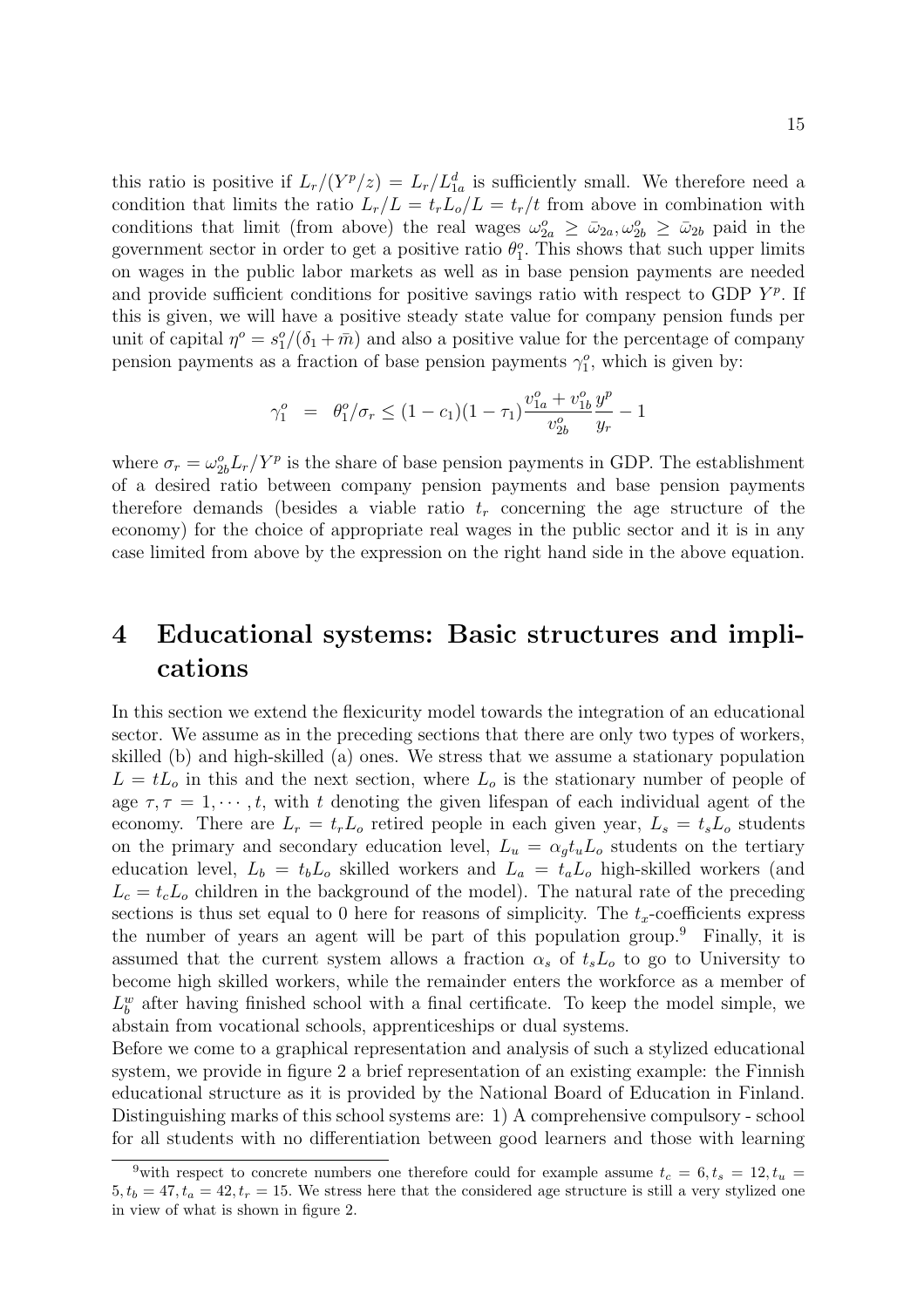this ratio is positive if $L_r/(Y^p/z) = L_r/L^d_{1a}$ is sufficiently small. We therefore need a condition that limits the ratio $L_r/L = t_r L_o/L = t_r/t$ from above in combination with conditions that limit (from above) the real wages $\omega^o_{2a} \geq \bar{\omega}_{2a}, \omega^o_{2b} \geq \bar{\omega}_{2b}$ paid in the government sector in order to get a positive ratio $\theta^o_1$. This shows that such upper limits on wages in the public labor markets as well as in base pension payments are needed and provide sufficient conditions for positive savings ratio with respect to GDP $Y^p$. If this is given, we will have a positive steady state value for company pension funds per unit of capital $\eta^o = s^o_1/(\delta_1 + \bar{m})$ and also a positive value for the percentage of company pension payments as a fraction of base pension payments $\gamma^o_1$, which is given by:

$$\gamma^o_1 \;\; = \;\; \theta^o_1/\sigma_r \leq (1-c_1)(1-\tau_1)\frac{v^o_{1a}+v^o_{1b}}{v^o_{2b}}\frac{y^p}{y_r} - 1$$

where $\sigma_r = \omega^o_{2b} L_r/Y^p$ is the share of base pension payments in GDP. The establishment of a desired ratio between company pension payments and base pension payments therefore demands (besides a viable ratio $t_r$ concerning the age structure of the economy) for the choice of appropriate real wages in the public sector and it is in any case limited from above by the expression on the right hand side in the above equation.

# 4 Educational systems: Basic structures and implications

In this section we extend the flexicurity model towards the integration of an educational sector. We assume as in the preceding sections that there are only two types of workers, skilled (b) and high-skilled (a) ones. We stress that we assume a stationary population $L = tL_o$ in this and the next section, where $L_o$ is the stationary number of people of age $\tau, \tau = 1, \cdots, t$, with $t$ denoting the given lifespan of each individual agent of the economy. There are $L_r = t_r L_o$ retired people in each given year, $L_s = t_s L_o$ students on the primary and secondary education level, $L_u = \alpha_g t_u L_o$ students on the tertiary education level, $L_b = t_b L_o$ skilled workers and $L_a = t_a L_o$ high-skilled workers (and $L_c = t_c L_o$ children in the background of the model). The natural rate of the preceding sections is thus set equal to 0 here for reasons of simplicity. The $t_x$-coefficients express the number of years an agent will be part of this population group.[9] Finally, it is assumed that the current system allows a fraction $\alpha_s$ of $t_s L_o$ to go to University to become high skilled workers, while the remainder enters the workforce as a member of $L^w_b$ after having finished school with a final certificate. To keep the model simple, we abstain from vocational schools, apprenticeships or dual systems.

Before we come to a graphical representation and analysis of such a stylized educational system, we provide in figure 2 a brief representation of an existing example: the Finnish educational structure as it is provided by the National Board of Education in Finland. Distinguishing marks of this school systems are: 1) A comprehensive compulsory - school for all students with no differentiation between good learners and those with learning

[9] with respect to concrete numbers one therefore could for example assume $t_c = 6, t_s = 12, t_u = 5, t_b = 47, t_a = 42, t_r = 15$. We stress here that the considered age structure is still a very stylized one in view of what is shown in figure 2.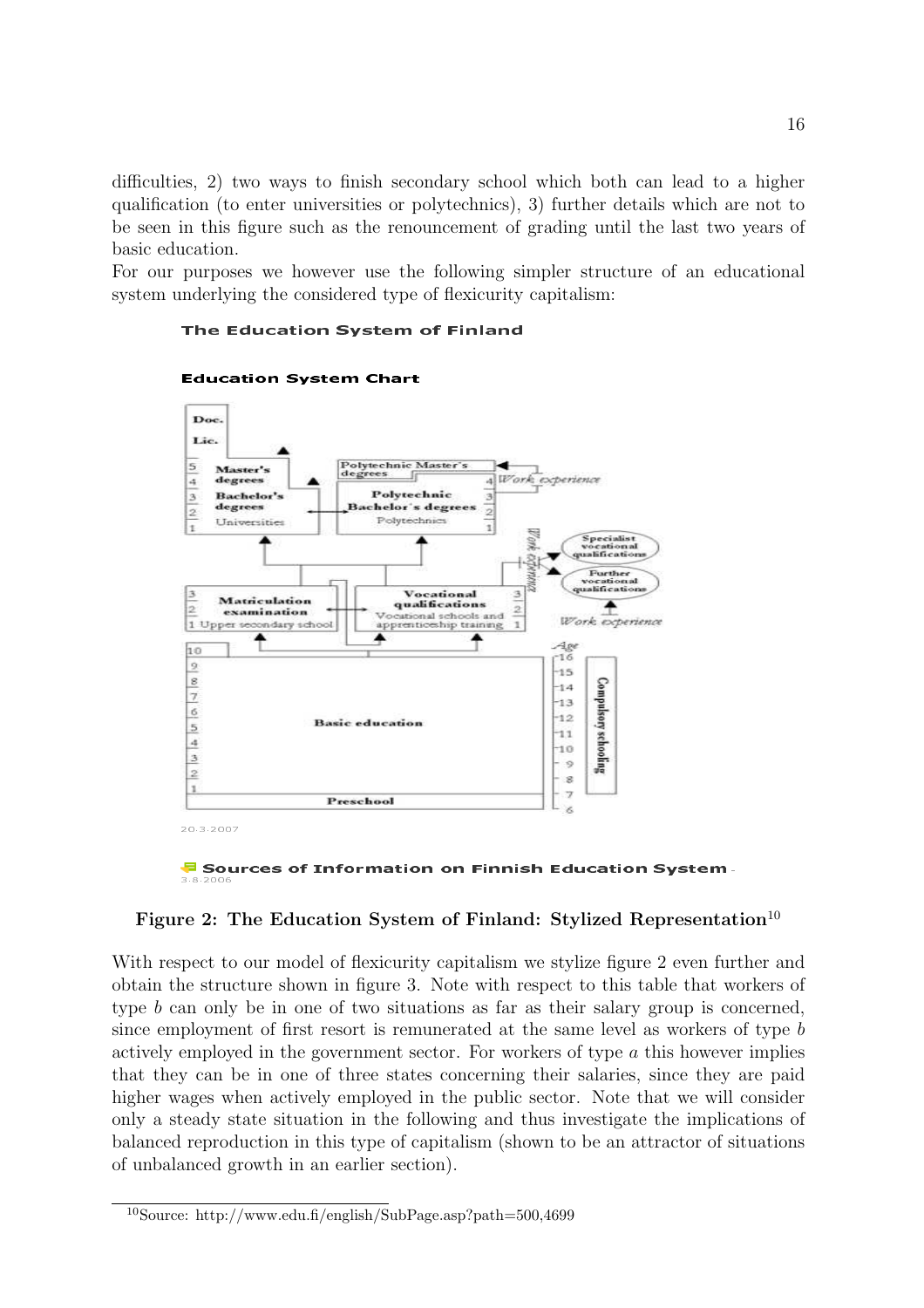difficulties, 2) two ways to finish secondary school which both can lead to a higher qualification (to enter universities or polytechnics), 3) further details which are not to be seen in this figure such as the renouncement of grading until the last two years of basic education.

For our purposes we however use the following simpler structure of an educational system underlying the considered type of flexicurity capitalism:

**The Education System of Finland**

**Education System Chart**

20.3.2007

**Sources of Information on Finnish Education System** - 3.8.2006

**Figure 2: The Education System of Finland: Stylized Representation**[10]

With respect to our model of flexicurity capitalism we stylize figure 2 even further and obtain the structure shown in figure 3. Note with respect to this table that workers of type $b$ can only be in one of two situations as far as their salary group is concerned, since employment of first resort is remunerated at the same level as workers of type $b$ actively employed in the government sector. For workers of type $a$ this however implies that they can be in one of three states concerning their salaries, since they are paid higher wages when actively employed in the public sector. Note that we will consider only a steady state situation in the following and thus investigate the implications of balanced reproduction in this type of capitalism (shown to be an attractor of situations of unbalanced growth in an earlier section).

[10] Source: http://www.edu.fi/english/SubPage.asp?path=500,4699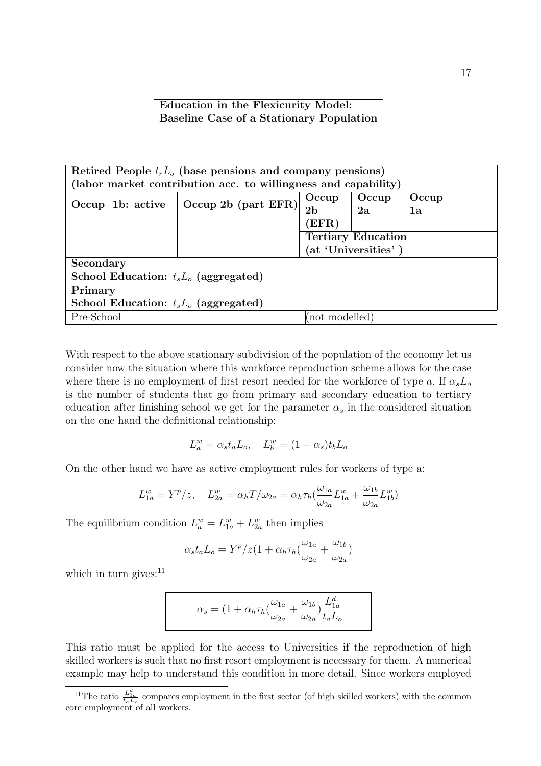**Education in the Flexicurity Model:**
**Baseline Case of a Stationary Population**

| **Retired People $t_rL_o$ (base pensions and company pensions) (labor market contribution acc. to willingness and capability)** | | | | |
|---|---|---|---|---|
| **Occup 1b: active** | **Occup 2b (part EFR)** | **Occup 2b (EFR)** | **Occup 2a** | **Occup 1a** |
| | | **Tertiary Education (at 'Universities')** | | |
| **Secondary School Education: $t_sL_o$ (aggregated)** | | | | |
| **Primary School Education: $t_sL_o$ (aggregated)** | | | | |
| Pre-School | | (not modelled) | | |

With respect to the above stationary subdivision of the population of the economy let us consider now the situation where this workforce reproduction scheme allows for the case where there is no employment of first resort needed for the workforce of type $a$. If $\alpha_sL_o$ is the number of students that go from primary and secondary education to tertiary education after finishing school we get for the parameter $\alpha_s$ in the considered situation on the one hand the definitional relationship:

$$L_a^w = \alpha_s t_a L_o, \quad L_b^w = (1-\alpha_s)t_b L_o$$

On the other hand we have as active employment rules for workers of type a:

$$L_{1a}^w = Y^p/z, \quad L_{2a}^w = \alpha_h T/\omega_{2a} = \alpha_h \tau_h (\frac{\omega_{1a}}{\omega_{2a}} L_{1a}^w + \frac{\omega_{1b}}{\omega_{2a}} L_{1b}^w)$$

The equilibrium condition $L_a^w = L_{1a}^w + L_{2a}^w$ then implies

$$\alpha_s t_a L_o = Y^p/z(1 + \alpha_h \tau_h (\frac{\omega_{1a}}{\omega_{2a}} + \frac{\omega_{1b}}{\omega_{2a}})$$

which in turn gives:[11]

$$\alpha_s = (1 + \alpha_h \tau_h (\frac{\omega_{1a}}{\omega_{2a}} + \frac{\omega_{1b}}{\omega_{2a}}) \frac{L_{1a}^d}{t_a L_o}$$

This ratio must be applied for the access to Universities if the reproduction of high skilled workers is such that no first resort employment is necessary for them. A numerical example may help to understand this condition in more detail. Since workers employed

[11] The ratio $\frac{L_{1a}^d}{t_a L_o}$ compares employment in the first sector (of high skilled workers) with the common core employment of all workers.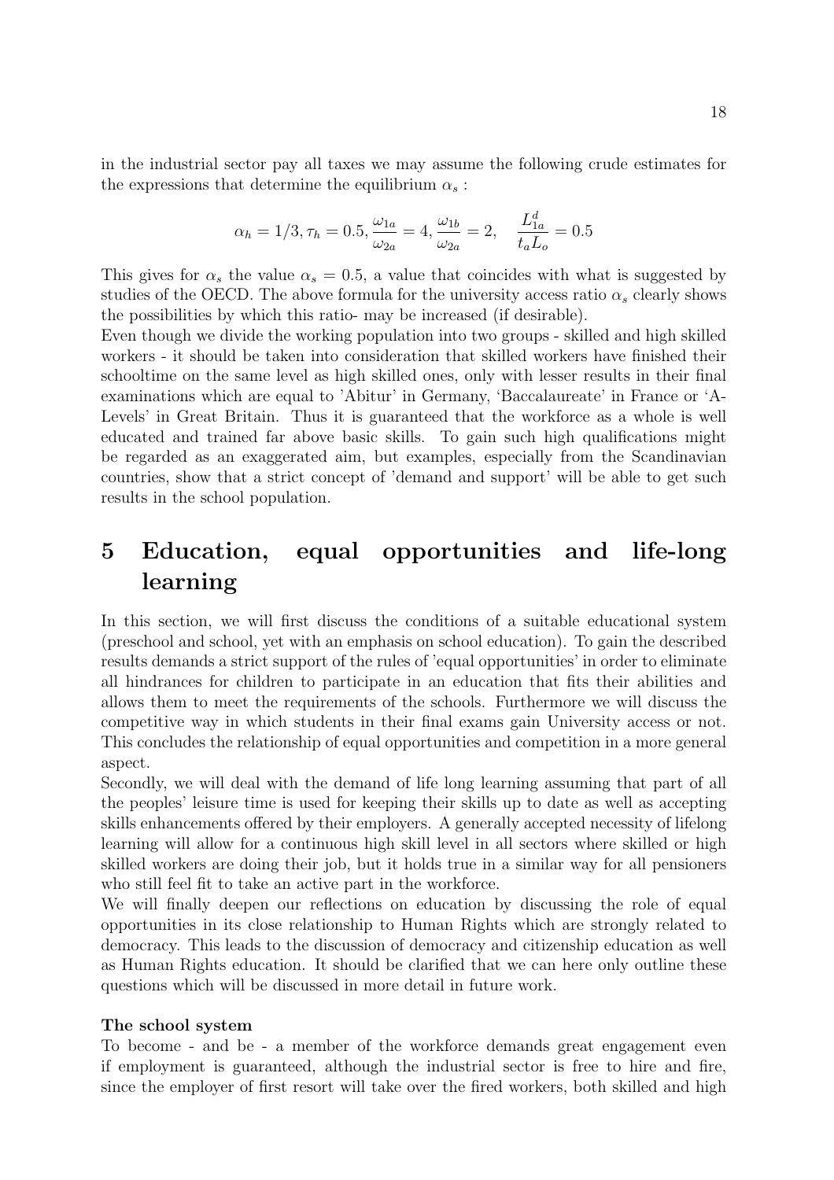in the industrial sector pay all taxes we may assume the following crude estimates for the expressions that determine the equilibrium $\alpha_s$ :

$$\alpha_h = 1/3, \tau_h = 0.5, \frac{\omega_{1a}}{\omega_{2a}} = 4, \frac{\omega_{1b}}{\omega_{2a}} = 2, \quad \frac{L_{1a}^d}{t_a L_o} = 0.5$$

This gives for $\alpha_s$ the value $\alpha_s = 0.5$, a value that coincides with what is suggested by studies of the OECD. The above formula for the university access ratio $\alpha_s$ clearly shows the possibilities by which this ratio- may be increased (if desirable).
Even though we divide the working population into two groups - skilled and high skilled workers - it should be taken into consideration that skilled workers have finished their schooltime on the same level as high skilled ones, only with lesser results in their final examinations which are equal to 'Abitur' in Germany, 'Baccalaureate' in France or 'A-Levels' in Great Britain. Thus it is guaranteed that the workforce as a whole is well educated and trained far above basic skills. To gain such high qualifications might be regarded as an exaggerated aim, but examples, especially from the Scandinavian countries, show that a strict concept of 'demand and support' will be able to get such results in the school population.

# 5 Education, equal opportunities and life-long learning

In this section, we will first discuss the conditions of a suitable educational system (preschool and school, yet with an emphasis on school education). To gain the described results demands a strict support of the rules of 'equal opportunities' in order to eliminate all hindrances for children to participate in an education that fits their abilities and allows them to meet the requirements of the schools. Furthermore we will discuss the competitive way in which students in their final exams gain University access or not. This concludes the relationship of equal opportunities and competition in a more general aspect.
Secondly, we will deal with the demand of life long learning assuming that part of all the peoples' leisure time is used for keeping their skills up to date as well as accepting skills enhancements offered by their employers. A generally accepted necessity of lifelong learning will allow for a continuous high skill level in all sectors where skilled or high skilled workers are doing their job, but it holds true in a similar way for all pensioners who still feel fit to take an active part in the workforce.
We will finally deepen our reflections on education by discussing the role of equal opportunities in its close relationship to Human Rights which are strongly related to democracy. This leads to the discussion of democracy and citizenship education as well as Human Rights education. It should be clarified that we can here only outline these questions which will be discussed in more detail in future work.

**The school system**
To become - and be - a member of the workforce demands great engagement even if employment is guaranteed, although the industrial sector is free to hire and fire, since the employer of first resort will take over the fired workers, both skilled and high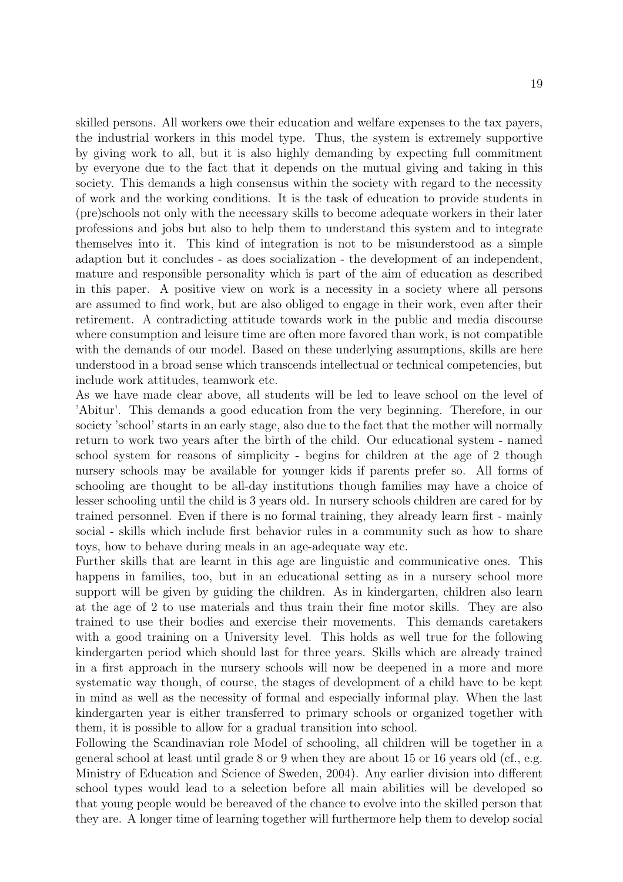skilled persons. All workers owe their education and welfare expenses to the tax payers, the industrial workers in this model type. Thus, the system is extremely supportive by giving work to all, but it is also highly demanding by expecting full commitment by everyone due to the fact that it depends on the mutual giving and taking in this society. This demands a high consensus within the society with regard to the necessity of work and the working conditions. It is the task of education to provide students in (pre)schools not only with the necessary skills to become adequate workers in their later professions and jobs but also to help them to understand this system and to integrate themselves into it. This kind of integration is not to be misunderstood as a simple adaption but it concludes - as does socialization - the development of an independent, mature and responsible personality which is part of the aim of education as described in this paper. A positive view on work is a necessity in a society where all persons are assumed to find work, but are also obliged to engage in their work, even after their retirement. A contradicting attitude towards work in the public and media discourse where consumption and leisure time are often more favored than work, is not compatible with the demands of our model. Based on these underlying assumptions, skills are here understood in a broad sense which transcends intellectual or technical competencies, but include work attitudes, teamwork etc.

As we have made clear above, all students will be led to leave school on the level of 'Abitur'. This demands a good education from the very beginning. Therefore, in our society 'school' starts in an early stage, also due to the fact that the mother will normally return to work two years after the birth of the child. Our educational system - named school system for reasons of simplicity - begins for children at the age of 2 though nursery schools may be available for younger kids if parents prefer so. All forms of schooling are thought to be all-day institutions though families may have a choice of lesser schooling until the child is 3 years old. In nursery schools children are cared for by trained personnel. Even if there is no formal training, they already learn first - mainly social - skills which include first behavior rules in a community such as how to share toys, how to behave during meals in an age-adequate way etc.

Further skills that are learnt in this age are linguistic and communicative ones. This happens in families, too, but in an educational setting as in a nursery school more support will be given by guiding the children. As in kindergarten, children also learn at the age of 2 to use materials and thus train their fine motor skills. They are also trained to use their bodies and exercise their movements. This demands caretakers with a good training on a University level. This holds as well true for the following kindergarten period which should last for three years. Skills which are already trained in a first approach in the nursery schools will now be deepened in a more and more systematic way though, of course, the stages of development of a child have to be kept in mind as well as the necessity of formal and especially informal play. When the last kindergarten year is either transferred to primary schools or organized together with them, it is possible to allow for a gradual transition into school.

Following the Scandinavian role Model of schooling, all children will be together in a general school at least until grade 8 or 9 when they are about 15 or 16 years old (cf., e.g. Ministry of Education and Science of Sweden, 2004). Any earlier division into different school types would lead to a selection before all main abilities will be developed so that young people would be bereaved of the chance to evolve into the skilled person that they are. A longer time of learning together will furthermore help them to develop social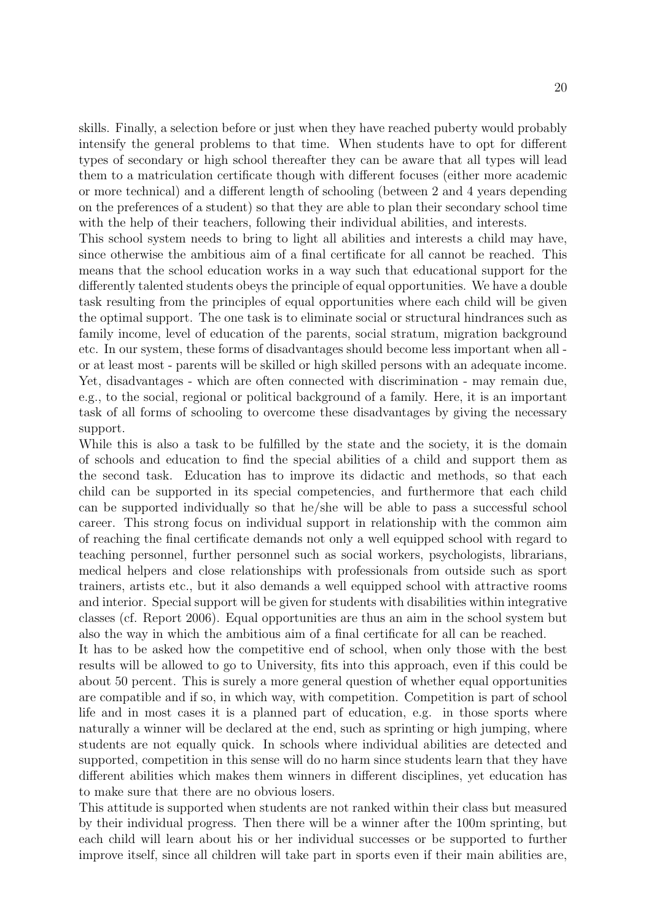skills. Finally, a selection before or just when they have reached puberty would probably intensify the general problems to that time. When students have to opt for different types of secondary or high school thereafter they can be aware that all types will lead them to a matriculation certificate though with different focuses (either more academic or more technical) and a different length of schooling (between 2 and 4 years depending on the preferences of a student) so that they are able to plan their secondary school time with the help of their teachers, following their individual abilities, and interests.

This school system needs to bring to light all abilities and interests a child may have, since otherwise the ambitious aim of a final certificate for all cannot be reached. This means that the school education works in a way such that educational support for the differently talented students obeys the principle of equal opportunities. We have a double task resulting from the principles of equal opportunities where each child will be given the optimal support. The one task is to eliminate social or structural hindrances such as family income, level of education of the parents, social stratum, migration background etc. In our system, these forms of disadvantages should become less important when all - or at least most - parents will be skilled or high skilled persons with an adequate income. Yet, disadvantages - which are often connected with discrimination - may remain due, e.g., to the social, regional or political background of a family. Here, it is an important task of all forms of schooling to overcome these disadvantages by giving the necessary support.

While this is also a task to be fulfilled by the state and the society, it is the domain of schools and education to find the special abilities of a child and support them as the second task. Education has to improve its didactic and methods, so that each child can be supported in its special competencies, and furthermore that each child can be supported individually so that he/she will be able to pass a successful school career. This strong focus on individual support in relationship with the common aim of reaching the final certificate demands not only a well equipped school with regard to teaching personnel, further personnel such as social workers, psychologists, librarians, medical helpers and close relationships with professionals from outside such as sport trainers, artists etc., but it also demands a well equipped school with attractive rooms and interior. Special support will be given for students with disabilities within integrative classes (cf. Report 2006). Equal opportunities are thus an aim in the school system but also the way in which the ambitious aim of a final certificate for all can be reached.

It has to be asked how the competitive end of school, when only those with the best results will be allowed to go to University, fits into this approach, even if this could be about 50 percent. This is surely a more general question of whether equal opportunities are compatible and if so, in which way, with competition. Competition is part of school life and in most cases it is a planned part of education, e.g. in those sports where naturally a winner will be declared at the end, such as sprinting or high jumping, where students are not equally quick. In schools where individual abilities are detected and supported, competition in this sense will do no harm since students learn that they have different abilities which makes them winners in different disciplines, yet education has to make sure that there are no obvious losers.

This attitude is supported when students are not ranked within their class but measured by their individual progress. Then there will be a winner after the 100m sprinting, but each child will learn about his or her individual successes or be supported to further improve itself, since all children will take part in sports even if their main abilities are,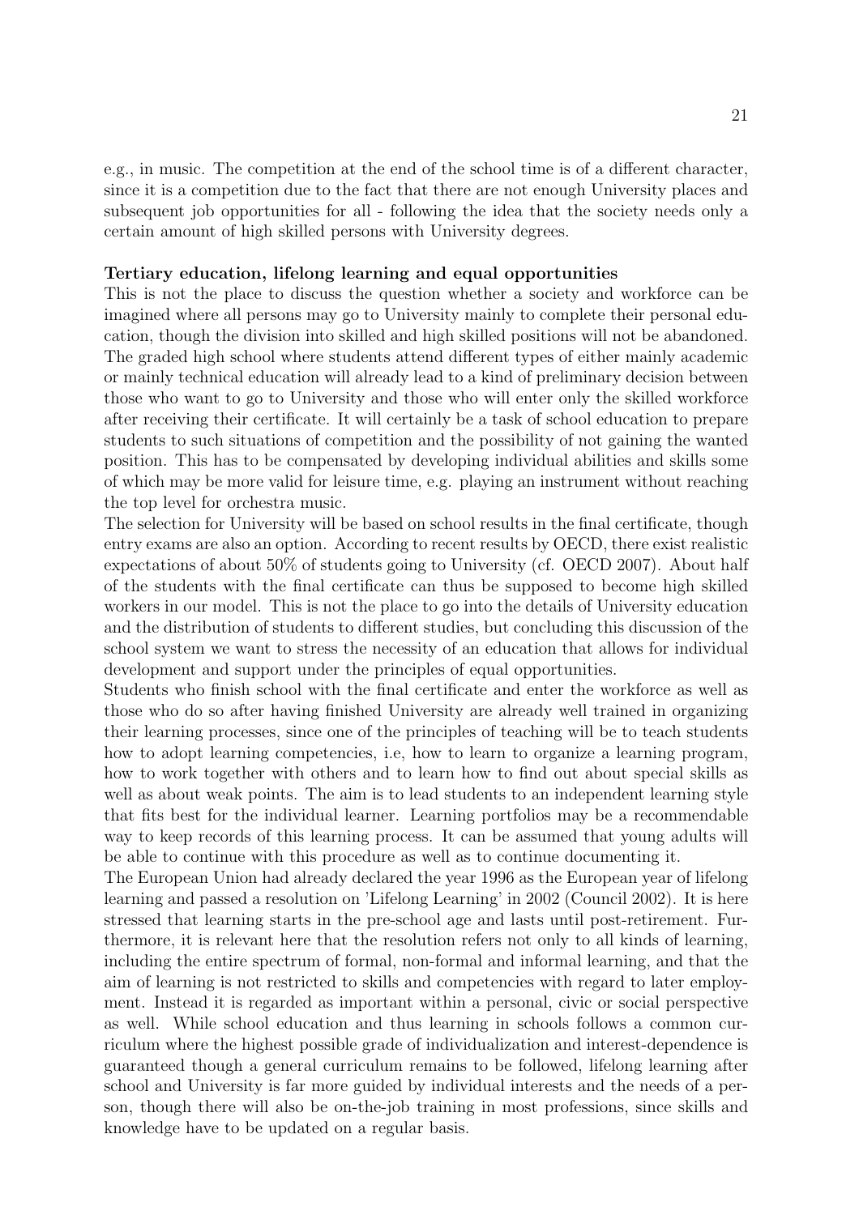e.g., in music. The competition at the end of the school time is of a different character, since it is a competition due to the fact that there are not enough University places and subsequent job opportunities for all - following the idea that the society needs only a certain amount of high skilled persons with University degrees.

**Tertiary education, lifelong learning and equal opportunities**

This is not the place to discuss the question whether a society and workforce can be imagined where all persons may go to University mainly to complete their personal education, though the division into skilled and high skilled positions will not be abandoned. The graded high school where students attend different types of either mainly academic or mainly technical education will already lead to a kind of preliminary decision between those who want to go to University and those who will enter only the skilled workforce after receiving their certificate. It will certainly be a task of school education to prepare students to such situations of competition and the possibility of not gaining the wanted position. This has to be compensated by developing individual abilities and skills some of which may be more valid for leisure time, e.g. playing an instrument without reaching the top level for orchestra music.

The selection for University will be based on school results in the final certificate, though entry exams are also an option. According to recent results by OECD, there exist realistic expectations of about 50% of students going to University (cf. OECD 2007). About half of the students with the final certificate can thus be supposed to become high skilled workers in our model. This is not the place to go into the details of University education and the distribution of students to different studies, but concluding this discussion of the school system we want to stress the necessity of an education that allows for individual development and support under the principles of equal opportunities.

Students who finish school with the final certificate and enter the workforce as well as those who do so after having finished University are already well trained in organizing their learning processes, since one of the principles of teaching will be to teach students how to adopt learning competencies, i.e, how to learn to organize a learning program, how to work together with others and to learn how to find out about special skills as well as about weak points. The aim is to lead students to an independent learning style that fits best for the individual learner. Learning portfolios may be a recommendable way to keep records of this learning process. It can be assumed that young adults will be able to continue with this procedure as well as to continue documenting it.

The European Union had already declared the year 1996 as the European year of lifelong learning and passed a resolution on 'Lifelong Learning' in 2002 (Council 2002). It is here stressed that learning starts in the pre-school age and lasts until post-retirement. Furthermore, it is relevant here that the resolution refers not only to all kinds of learning, including the entire spectrum of formal, non-formal and informal learning, and that the aim of learning is not restricted to skills and competencies with regard to later employment. Instead it is regarded as important within a personal, civic or social perspective as well. While school education and thus learning in schools follows a common curriculum where the highest possible grade of individualization and interest-dependence is guaranteed though a general curriculum remains to be followed, lifelong learning after school and University is far more guided by individual interests and the needs of a person, though there will also be on-the-job training in most professions, since skills and knowledge have to be updated on a regular basis.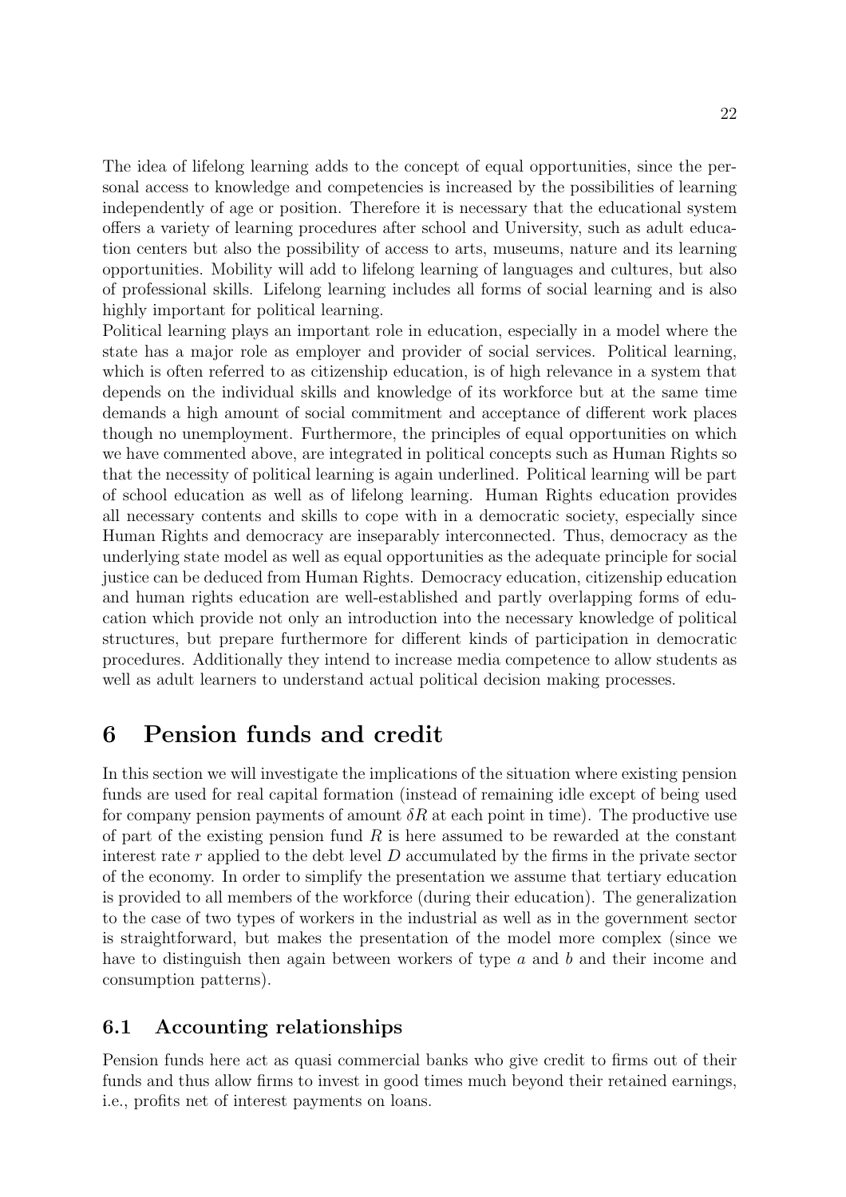The idea of lifelong learning adds to the concept of equal opportunities, since the personal access to knowledge and competencies is increased by the possibilities of learning independently of age or position. Therefore it is necessary that the educational system offers a variety of learning procedures after school and University, such as adult education centers but also the possibility of access to arts, museums, nature and its learning opportunities. Mobility will add to lifelong learning of languages and cultures, but also of professional skills. Lifelong learning includes all forms of social learning and is also highly important for political learning.

Political learning plays an important role in education, especially in a model where the state has a major role as employer and provider of social services. Political learning, which is often referred to as citizenship education, is of high relevance in a system that depends on the individual skills and knowledge of its workforce but at the same time demands a high amount of social commitment and acceptance of different work places though no unemployment. Furthermore, the principles of equal opportunities on which we have commented above, are integrated in political concepts such as Human Rights so that the necessity of political learning is again underlined. Political learning will be part of school education as well as of lifelong learning. Human Rights education provides all necessary contents and skills to cope with in a democratic society, especially since Human Rights and democracy are inseparably interconnected. Thus, democracy as the underlying state model as well as equal opportunities as the adequate principle for social justice can be deduced from Human Rights. Democracy education, citizenship education and human rights education are well-established and partly overlapping forms of education which provide not only an introduction into the necessary knowledge of political structures, but prepare furthermore for different kinds of participation in democratic procedures. Additionally they intend to increase media competence to allow students as well as adult learners to understand actual political decision making processes.

# 6 Pension funds and credit

In this section we will investigate the implications of the situation where existing pension funds are used for real capital formation (instead of remaining idle except of being used for company pension payments of amount $\delta R$ at each point in time). The productive use of part of the existing pension fund $R$ is here assumed to be rewarded at the constant interest rate $r$ applied to the debt level $D$ accumulated by the firms in the private sector of the economy. In order to simplify the presentation we assume that tertiary education is provided to all members of the workforce (during their education). The generalization to the case of two types of workers in the industrial as well as in the government sector is straightforward, but makes the presentation of the model more complex (since we have to distinguish then again between workers of type $a$ and $b$ and their income and consumption patterns).

## 6.1 Accounting relationships

Pension funds here act as quasi commercial banks who give credit to firms out of their funds and thus allow firms to invest in good times much beyond their retained earnings, i.e., profits net of interest payments on loans.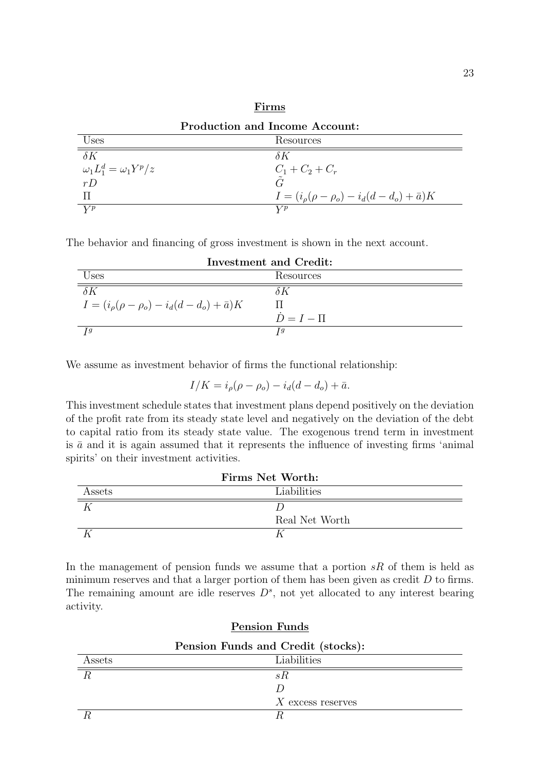## Firms

**Production and Income Account:**

| Uses | Resources |
|---|---|
| $\delta K$ | $\delta K$ |
| $\omega_1 L_1^d = \omega_1 Y^p / z$ | $C_1 + C_2 + C_r$ |
| $rD$ | $\tilde{G}$ |
| $\Pi$ | $I = (i_\rho(\rho - \rho_o) - i_d(d - d_o) + \bar{a})K$ |
| $Y^p$ | $Y^p$ |

The behavior and financing of gross investment is shown in the next account.

**Investment and Credit:**

| Uses | Resources |
|---|---|
| $\delta K$ | $\delta K$ |
| $I = (i_\rho(\rho - \rho_o) - i_d(d - d_o) + \bar{a})K$ | $\Pi$ |
| | $\dot{D} = I - \Pi$ |
| $I^g$ | $I^g$ |

We assume as investment behavior of firms the functional relationship:

$$I/K = i_\rho(\rho - \rho_o) - i_d(d - d_o) + \bar{a}.$$

This investment schedule states that investment plans depend positively on the deviation of the profit rate from its steady state level and negatively on the deviation of the debt to capital ratio from its steady state value. The exogenous trend term in investment is $\bar{a}$ and it is again assumed that it represents the influence of investing firms 'animal spirits' on their investment activities.

**Firms Net Worth:**

| Assets | Liabilities |
|---|---|
| $K$ | $D$ |
| | Real Net Worth |
| $K$ | $K$ |

In the management of pension funds we assume that a portion $sR$ of them is held as minimum reserves and that a larger portion of them has been given as credit $D$ to firms. The remaining amount are idle reserves $D^s$, not yet allocated to any interest bearing activity.

## Pension Funds

**Pension Funds and Credit (stocks):**

| Assets | Liabilities |
|---|---|
| $R$ | $sR$ |
| | $D$ |
| | $X$ excess reserves |
| $R$ | $R$ |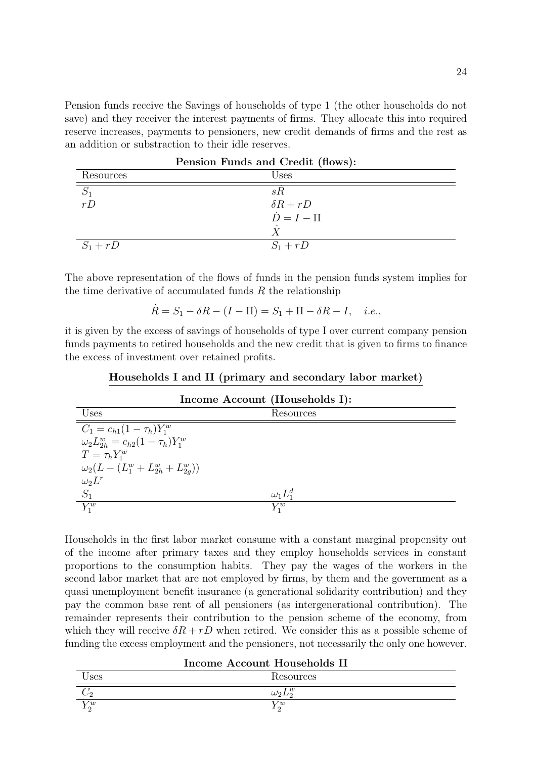Pension funds receive the Savings of households of type 1 (the other households do not save) and they receiver the interest payments of firms. They allocate this into required reserve increases, payments to pensioners, new credit demands of firms and the rest as an addition or substraction to their idle reserves.

**Pension Funds and Credit (flows):**

| Resources | Uses |
|---|---|
| $S_1$ | $s\dot{R}$ |
| $rD$ | $\delta R + rD$ |
| | $\dot{D} = I - \Pi$ |
| | $\dot{X}$ |
| $S_1 + rD$ | $S_1 + rD$ |

The above representation of the flows of funds in the pension funds system implies for the time derivative of accumulated funds $R$ the relationship

$$\dot{R} = S_1 - \delta R - (I - \Pi) = S_1 + \Pi - \delta R - I, \quad i.e.,$$

it is given by the excess of savings of households of type I over current company pension funds payments to retired households and the new credit that is given to firms to finance the excess of investment over retained profits.

**Households I and II (primary and secondary labor market)**

**Income Account (Households I):**

| Uses | Resources |
|---|---|
| $C_1 = c_{h1}(1 - \tau_h)Y_1^w$ | |
| $\omega_2 L_{2h}^w = c_{h2}(1 - \tau_h)Y_1^w$ | |
| $T = \tau_h Y_1^w$ | |
| $\omega_2(L - (L_1^w + L_{2h}^w + L_{2g}^w))$ | |
| $\omega_2 L^r$ | |
| $S_1$ | $\omega_1 L_1^d$ |
| $Y_1^w$ | $Y_1^w$ |

Households in the first labor market consume with a constant marginal propensity out of the income after primary taxes and they employ households services in constant proportions to the consumption habits. They pay the wages of the workers in the second labor market that are not employed by firms, by them and the government as a quasi unemployment benefit insurance (a generational solidarity contribution) and they pay the common base rent of all pensioners (as intergenerational contribution). The remainder represents their contribution to the pension scheme of the economy, from which they will receive $\delta R + rD$ when retired. We consider this as a possible scheme of funding the excess employment and the pensioners, not necessarily the only one however.

**Income Account Households II**

| Uses | Resources |
|---|---|
| $C_2$ | $\omega_2 L_2^w$ |
| $Y_2^w$ | $Y_2^w$ |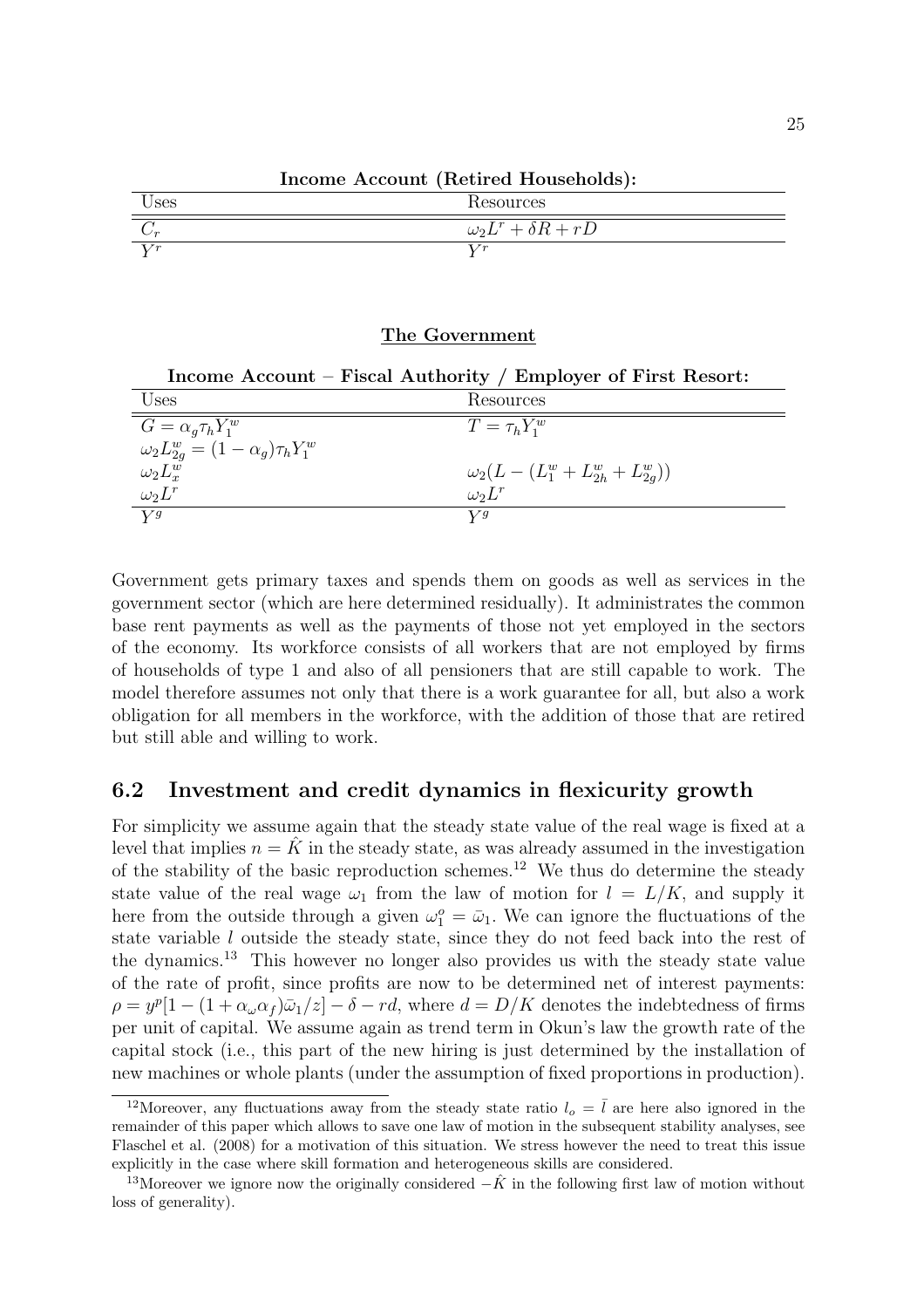**Income Account (Retired Households):**

| Uses | Resources |
|---|---|
| $C_r$ | $\omega_2 L^r + \delta R + rD$ |
| $Y^r$ | $Y^r$ |

**The Government**

**Income Account – Fiscal Authority / Employer of First Resort:**

| Uses | Resources |
|---|---|
| $G = \alpha_g \tau_h Y_1^w$ | $T = \tau_h Y_1^w$ |
| $\omega_2 L_{2g}^w = (1-\alpha_g)\tau_h Y_1^w$ | |
| $\omega_2 L_x^w$ | $\omega_2(L - (L_1^w + L_{2h}^w + L_{2g}^w))$ |
| $\omega_2 L^r$ | $\omega_2 L^r$ |
| $Y^g$ | $Y^g$ |

Government gets primary taxes and spends them on goods as well as services in the government sector (which are here determined residually). It administrates the common base rent payments as well as the payments of those not yet employed in the sectors of the economy. Its workforce consists of all workers that are not employed by firms of households of type 1 and also of all pensioners that are still capable to work. The model therefore assumes not only that there is a work guarantee for all, but also a work obligation for all members in the workforce, with the addition of those that are retired but still able and willing to work.

## 6.2 Investment and credit dynamics in flexicurity growth

For simplicity we assume again that the steady state value of the real wage is fixed at a level that implies $n = \hat{K}$ in the steady state, as was already assumed in the investigation of the stability of the basic reproduction schemes.[12] We thus do determine the steady state value of the real wage $\omega_1$ from the law of motion for $l = L/K$, and supply it here from the outside through a given $\omega_1^o = \bar{\omega}_1$. We can ignore the fluctuations of the state variable $l$ outside the steady state, since they do not feed back into the rest of the dynamics.[13] This however no longer also provides us with the steady state value of the rate of profit, since profits are now to be determined net of interest payments: $\rho = y^p[1 - (1 + \alpha_\omega \alpha_f)\bar{\omega}_1/z] - \delta - rd$, where $d = D/K$ denotes the indebtedness of firms per unit of capital. We assume again as trend term in Okun's law the growth rate of the capital stock (i.e., this part of the new hiring is just determined by the installation of new machines or whole plants (under the assumption of fixed proportions in production).

[12] Moreover, any fluctuations away from the steady state ratio $l_o = \bar{l}$ are here also ignored in the remainder of this paper which allows to save one law of motion in the subsequent stability analyses, see Flaschel et al. (2008) for a motivation of this situation. We stress however the need to treat this issue explicitly in the case where skill formation and heterogeneous skills are considered.

[13] Moreover we ignore now the originally considered $-\hat{K}$ in the following first law of motion without loss of generality).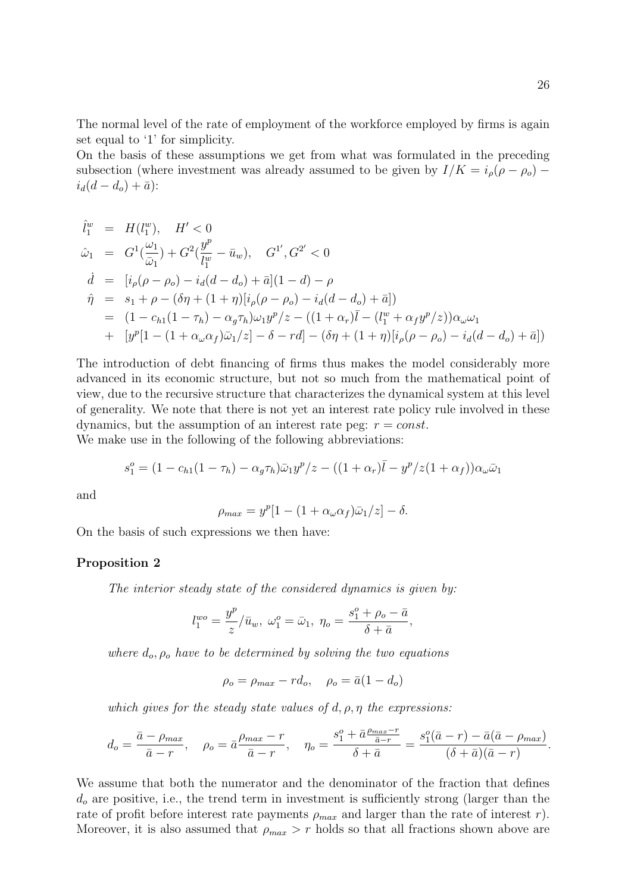The normal level of the rate of employment of the workforce employed by firms is again set equal to '1' for simplicity.

On the basis of these assumptions we get from what was formulated in the preceding subsection (where investment was already assumed to be given by $I/K = i_\rho(\rho - \rho_o) - i_d(d - d_o) + \bar{a}$):

$$
\begin{aligned}
\hat{l}_1^w &= H(l_1^w), \quad H' < 0 \\
\hat{\omega}_1 &= G^1(\frac{\omega_1}{\bar{\omega}_1}) + G^2(\frac{y^p}{l_1^w} - \bar{u}_w), \quad G^{1'}, G^{2'} < 0 \\
\dot{d} &= [i_\rho(\rho - \rho_o) - i_d(d - d_o) + \bar{a}](1 - d) - \rho \\
\hat{\eta} &= s_1 + \rho - (\delta\eta + (1 + \eta)[i_\rho(\rho - \rho_o) - i_d(d - d_o) + \bar{a}]) \\
&= (1 - c_{h1}(1 - \tau_h) - \alpha_g\tau_h)\omega_1 y^p/z - ((1 + \alpha_r)\bar{l} - (l_1^w + \alpha_f y^p/z))\alpha_\omega\omega_1 \\
&+ [y^p[1 - (1 + \alpha_\omega\alpha_f)\bar{\omega}_1/z] - \delta - rd] - (\delta\eta + (1 + \eta)[i_\rho(\rho - \rho_o) - i_d(d - d_o) + \bar{a}])
\end{aligned}
$$

The introduction of debt financing of firms thus makes the model considerably more advanced in its economic structure, but not so much from the mathematical point of view, due to the recursive structure that characterizes the dynamical system at this level of generality. We note that there is not yet an interest rate policy rule involved in these dynamics, but the assumption of an interest rate peg: $r = const.$

We make use in the following of the following abbreviations:

$$s_1^o = (1 - c_{h1}(1 - \tau_h) - \alpha_g\tau_h)\bar{\omega}_1 y^p/z - ((1 + \alpha_r)\bar{l} - y^p/z(1 + \alpha_f))\alpha_\omega\bar{\omega}_1$$

and

$$\rho_{max} = y^p[1 - (1 + \alpha_\omega\alpha_f)\bar{\omega}_1/z] - \delta.$$

On the basis of such expressions we then have:

**Proposition 2**

*The interior steady state of the considered dynamics is given by:*

$$l_1^{wo} = \frac{y^p}{z}/\bar{u}_w, \; \omega_1^o = \bar{\omega}_1, \; \eta_o = \frac{s_1^o + \rho_o - \bar{a}}{\delta + \bar{a}},$$

*where $d_o, \rho_o$ have to be determined by solving the two equations*

$$\rho_o = \rho_{max} - rd_o, \quad \rho_o = \bar{a}(1 - d_o)$$

*which gives for the steady state values of $d, \rho, \eta$ the expressions:*

$$d_o = \frac{\bar{a} - \rho_{max}}{\bar{a} - r}, \quad \rho_o = \bar{a}\frac{\rho_{max} - r}{\bar{a} - r}, \quad \eta_o = \frac{s_1^o + \bar{a}\frac{\rho_{max} - r}{\bar{a} - r}}{\delta + \bar{a}} = \frac{s_1^o(\bar{a} - r) - \bar{a}(\bar{a} - \rho_{max})}{(\delta + \bar{a})(\bar{a} - r)}.$$

We assume that both the numerator and the denominator of the fraction that defines $d_o$ are positive, i.e., the trend term in investment is sufficiently strong (larger than the rate of profit before interest rate payments $\rho_{max}$ and larger than the rate of interest $r$). Moreover, it is also assumed that $\rho_{max} > r$ holds so that all fractions shown above are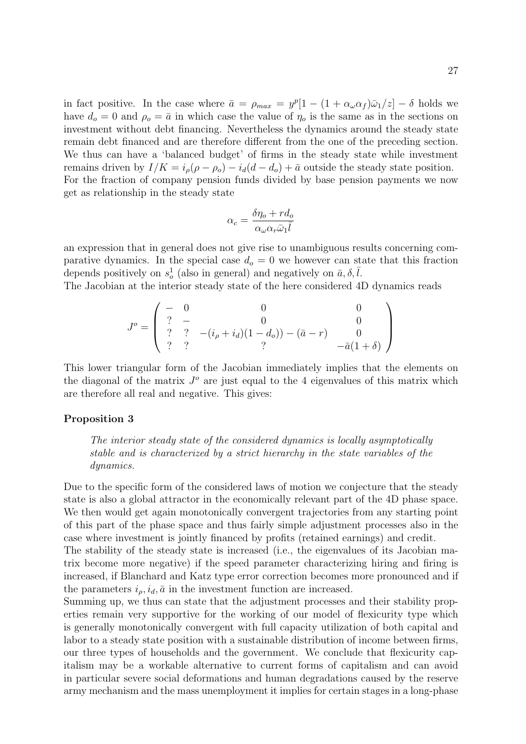in fact positive. In the case where $\bar{a} = \rho_{max} = y^p[1 - (1 + \alpha_\omega \alpha_f)\bar{\omega}_1/z] - \delta$ holds we have $d_o = 0$ and $\rho_o = \bar{a}$ in which case the value of $\eta_o$ is the same as in the sections on investment without debt financing. Nevertheless the dynamics around the steady state remain debt financed and are therefore different from the one of the preceding section. We thus can have a 'balanced budget' of firms in the steady state while investment remains driven by $I/K = i_\rho(\rho - \rho_o) - i_d(d - d_o) + \bar{a}$ outside the steady state position. For the fraction of company pension funds divided by base pension payments we now get as relationship in the steady state

$$\alpha_c = \frac{\delta \eta_o + r d_o}{\alpha_\omega \alpha_r \bar{\omega}_1 \bar{l}}$$

an expression that in general does not give rise to unambiguous results concerning comparative dynamics. In the special case $d_o = 0$ we however can state that this fraction depends positively on $s_o^1$ (also in general) and negatively on $\bar{a}, \delta, \bar{l}$.

The Jacobian at the interior steady state of the here considered 4D dynamics reads

$$J^o = \begin{pmatrix} - & 0 & 0 & 0 \\ ? & - & 0 & 0 \\ ? & ? & -(i_\rho + i_d)(1 - d_o)) - (\bar{a} - r) & 0 \\ ? & ? & ? & -\bar{a}(1 + \delta) \end{pmatrix}$$

This lower triangular form of the Jacobian immediately implies that the elements on the diagonal of the matrix $J^o$ are just equal to the 4 eigenvalues of this matrix which are therefore all real and negative. This gives:

**Proposition 3**

*The interior steady state of the considered dynamics is locally asymptotically stable and is characterized by a strict hierarchy in the state variables of the dynamics.*

Due to the specific form of the considered laws of motion we conjecture that the steady state is also a global attractor in the economically relevant part of the 4D phase space. We then would get again monotonically convergent trajectories from any starting point of this part of the phase space and thus fairly simple adjustment processes also in the case where investment is jointly financed by profits (retained earnings) and credit.

The stability of the steady state is increased (i.e., the eigenvalues of its Jacobian matrix become more negative) if the speed parameter characterizing hiring and firing is increased, if Blanchard and Katz type error correction becomes more pronounced and if the parameters $i_\rho, i_d, \bar{a}$ in the investment function are increased.

Summing up, we thus can state that the adjustment processes and their stability properties remain very supportive for the working of our model of flexicurity type which is generally monotonically convergent with full capacity utilization of both capital and labor to a steady state position with a sustainable distribution of income between firms, our three types of households and the government. We conclude that flexicurity capitalism may be a workable alternative to current forms of capitalism and can avoid in particular severe social deformations and human degradations caused by the reserve army mechanism and the mass unemployment it implies for certain stages in a long-phase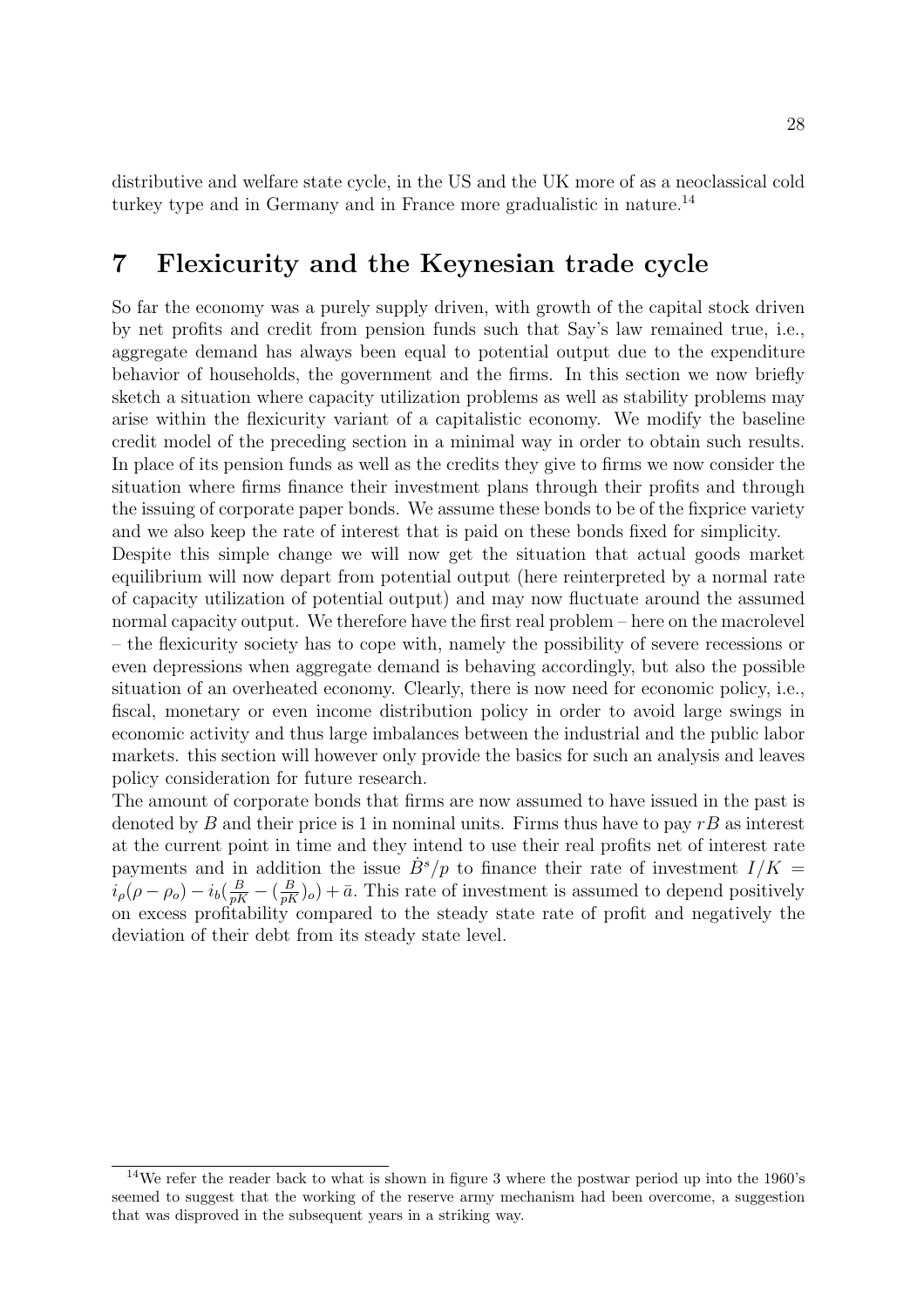distributive and welfare state cycle, in the US and the UK more of as a neoclassical cold turkey type and in Germany and in France more gradualistic in nature.[14]

## 7 Flexicurity and the Keynesian trade cycle

So far the economy was a purely supply driven, with growth of the capital stock driven by net profits and credit from pension funds such that Say's law remained true, i.e., aggregate demand has always been equal to potential output due to the expenditure behavior of households, the government and the firms. In this section we now briefly sketch a situation where capacity utilization problems as well as stability problems may arise within the flexicurity variant of a capitalistic economy. We modify the baseline credit model of the preceding section in a minimal way in order to obtain such results. In place of its pension funds as well as the credits they give to firms we now consider the situation where firms finance their investment plans through their profits and through the issuing of corporate paper bonds. We assume these bonds to be of the fixprice variety and we also keep the rate of interest that is paid on these bonds fixed for simplicity.

Despite this simple change we will now get the situation that actual goods market equilibrium will now depart from potential output (here reinterpreted by a normal rate of capacity utilization of potential output) and may now fluctuate around the assumed normal capacity output. We therefore have the first real problem – here on the macrolevel – the flexicurity society has to cope with, namely the possibility of severe recessions or even depressions when aggregate demand is behaving accordingly, but also the possible situation of an overheated economy. Clearly, there is now need for economic policy, i.e., fiscal, monetary or even income distribution policy in order to avoid large swings in economic activity and thus large imbalances between the industrial and the public labor markets. this section will however only provide the basics for such an analysis and leaves policy consideration for future research.

The amount of corporate bonds that firms are now assumed to have issued in the past is denoted by $B$ and their price is 1 in nominal units. Firms thus have to pay $rB$ as interest at the current point in time and they intend to use their real profits net of interest rate payments and in addition the issue $\dot{B}^s/p$ to finance their rate of investment $I/K = i_\rho(\rho - \rho_o) - i_b(\frac{B}{pK} - (\frac{B}{pK})_o) + \bar{a}$. This rate of investment is assumed to depend positively on excess profitability compared to the steady state rate of profit and negatively the deviation of their debt from its steady state level.

[14] We refer the reader back to what is shown in figure 3 where the postwar period up into the 1960's seemed to suggest that the working of the reserve army mechanism had been overcome, a suggestion that was disproved in the subsequent years in a striking way.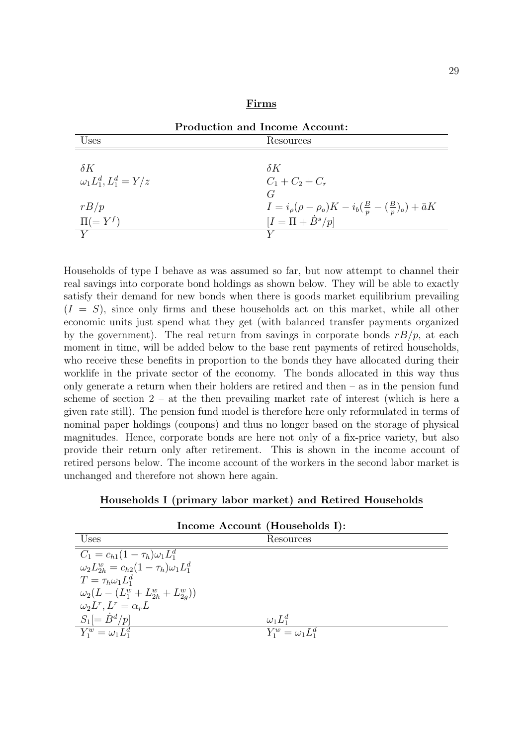**Firms**

| Production and Income Account: | |
|---|---|
| Uses | Resources |
| $\delta K$ | $\delta K$ |
| $\omega_1 L_1^d, L_1^d = Y/z$ | $C_1 + C_2 + C_r$ |
| | $G$ |
| $rB/p$ | $I = i_\rho(\rho - \rho_o)K - i_b(\frac{B}{p} - (\frac{B}{p})_o) + \bar{a}K$ |
| $\Pi(= Y^f)$ | $[I = \Pi + \dot{B}^s/p]$ |
| $Y$ | $Y$ |

Households of type I behave as was assumed so far, but now attempt to channel their real savings into corporate bond holdings as shown below. They will be able to exactly satisfy their demand for new bonds when there is goods market equilibrium prevailing ($I = S$), since only firms and these households act on this market, while all other economic units just spend what they get (with balanced transfer payments organized by the government). The real return from savings in corporate bonds $rB/p$, at each moment in time, will be added below to the base rent payments of retired households, who receive these benefits in proportion to the bonds they have allocated during their worklife in the private sector of the economy. The bonds allocated in this way thus only generate a return when their holders are retired and then – as in the pension fund scheme of section 2 – at the then prevailing market rate of interest (which is here a given rate still). The pension fund model is therefore here only reformulated in terms of nominal paper holdings (coupons) and thus no longer based on the storage of physical magnitudes. Hence, corporate bonds are here not only of a fix-price variety, but also provide their return only after retirement. This is shown in the income account of retired persons below. The income account of the workers in the second labor market is unchanged and therefore not shown here again.

**Households I (primary labor market) and Retired Households**

| Income Account (Households I): | |
|---|---|
| Uses | Resources |
| $C_1 = c_{h1}(1 - \tau_h)\omega_1 L_1^d$ | |
| $\omega_2 L_{2h}^w = c_{h2}(1 - \tau_h)\omega_1 L_1^d$ | |
| $T = \tau_h \omega_1 L_1^d$ | |
| $\omega_2(L - (L_1^w + L_{2h}^w + L_{2g}^w))$ | |
| $\omega_2 L^r, L^r = \alpha_r L$ | |
| $S_1[= \dot{B}^d/p]$ | $\omega_1 L_1^d$ |
| $Y_1^w = \omega_1 L_1^d$ | $Y_1^w = \omega_1 L_1^d$ |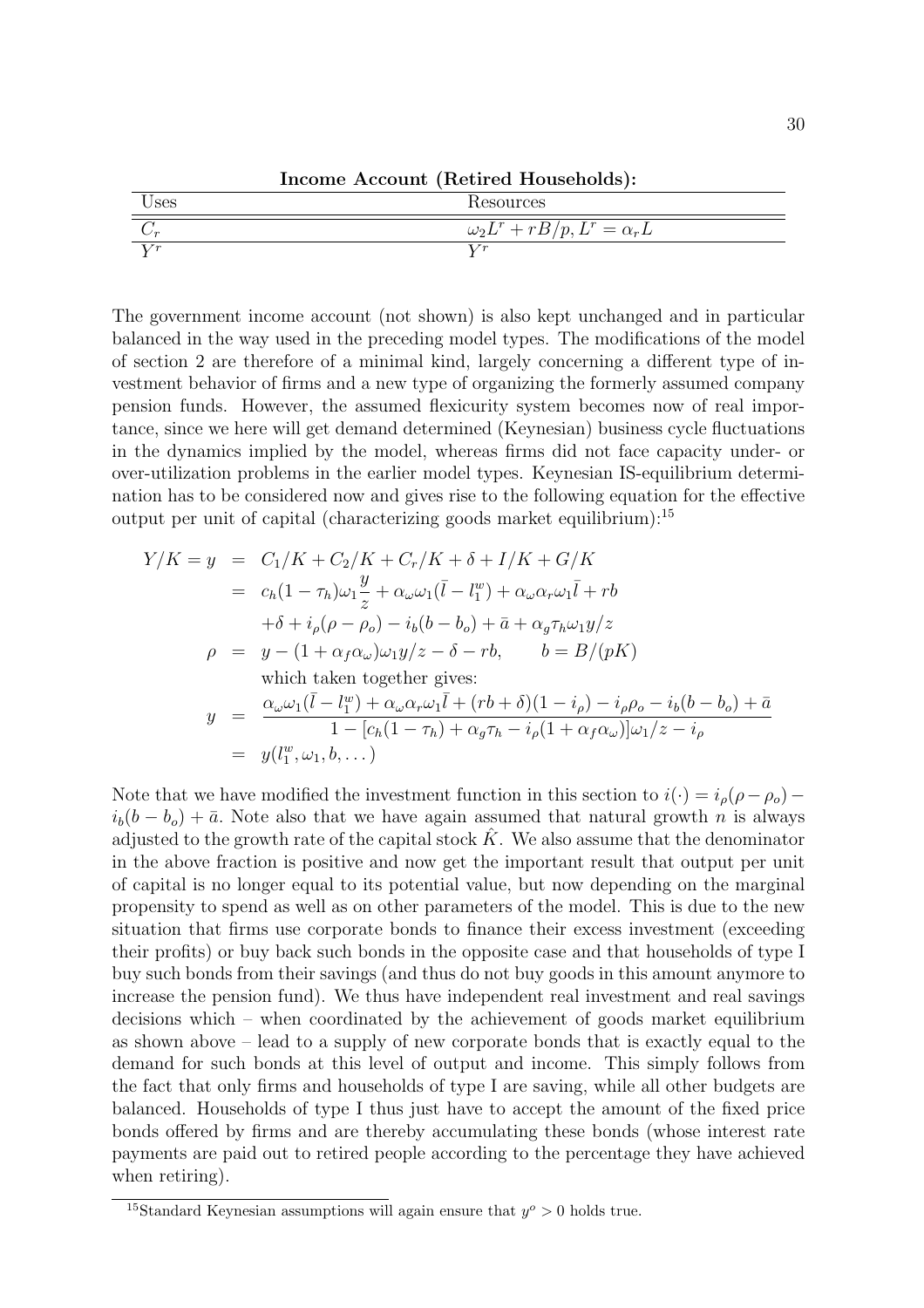**Income Account (Retired Households):**

| Uses | Resources |
|---|---|
| $C_r$ | $\omega_2 L^r + rB/p, L^r = \alpha_r L$ |
| $Y^r$ | $Y^r$ |

The government income account (not shown) is also kept unchanged and in particular balanced in the way used in the preceding model types. The modifications of the model of section 2 are therefore of a minimal kind, largely concerning a different type of investment behavior of firms and a new type of organizing the formerly assumed company pension funds. However, the assumed flexicurity system becomes now of real importance, since we here will get demand determined (Keynesian) business cycle fluctuations in the dynamics implied by the model, whereas firms did not face capacity under- or over-utilization problems in the earlier model types. Keynesian IS-equilibrium determination has to be considered now and gives rise to the following equation for the effective output per unit of capital (characterizing goods market equilibrium):[15]

$$
\begin{aligned}
Y/K = y &= C_1/K + C_2/K + C_r/K + \delta + I/K + G/K \\
&= c_h(1-\tau_h)\omega_1 \frac{y}{z} + \alpha_\omega \omega_1(\bar{l} - l_1^w) + \alpha_\omega \alpha_r \omega_1 \bar{l} + rb \\
&\quad + \delta + i_\rho(\rho - \rho_o) - i_b(b - b_o) + \bar{a} + \alpha_g \tau_h \omega_1 y/z \\
\rho &= y - (1 + \alpha_f \alpha_\omega)\omega_1 y/z - \delta - rb, \qquad b = B/(pK) \\
&\quad \text{which taken together gives:} \\
y &= \frac{\alpha_\omega \omega_1(\bar{l} - l_1^w) + \alpha_\omega \alpha_r \omega_1 \bar{l} + (rb + \delta)(1 - i_\rho) - i_\rho \rho_o - i_b(b - b_o) + \bar{a}}{1 - [c_h(1-\tau_h) + \alpha_g \tau_h - i_\rho(1 + \alpha_f \alpha_\omega)]\omega_1/z - i_\rho} \\
&= y(l_1^w, \omega_1, b, \dots)
\end{aligned}
$$

Note that we have modified the investment function in this section to $i(\cdot) = i_\rho(\rho - \rho_o) - i_b(b - b_o) + \bar{a}$. Note also that we have again assumed that natural growth $n$ is always adjusted to the growth rate of the capital stock $\hat{K}$. We also assume that the denominator in the above fraction is positive and now get the important result that output per unit of capital is no longer equal to its potential value, but now depending on the marginal propensity to spend as well as on other parameters of the model. This is due to the new situation that firms use corporate bonds to finance their excess investment (exceeding their profits) or buy back such bonds in the opposite case and that households of type I buy such bonds from their savings (and thus do not buy goods in this amount anymore to increase the pension fund). We thus have independent real investment and real savings decisions which – when coordinated by the achievement of goods market equilibrium as shown above – lead to a supply of new corporate bonds that is exactly equal to the demand for such bonds at this level of output and income. This simply follows from the fact that only firms and households of type I are saving, while all other budgets are balanced. Households of type I thus just have to accept the amount of the fixed price bonds offered by firms and are thereby accumulating these bonds (whose interest rate payments are paid out to retired people according to the percentage they have achieved when retiring).

[15]Standard Keynesian assumptions will again ensure that $y^o > 0$ holds true.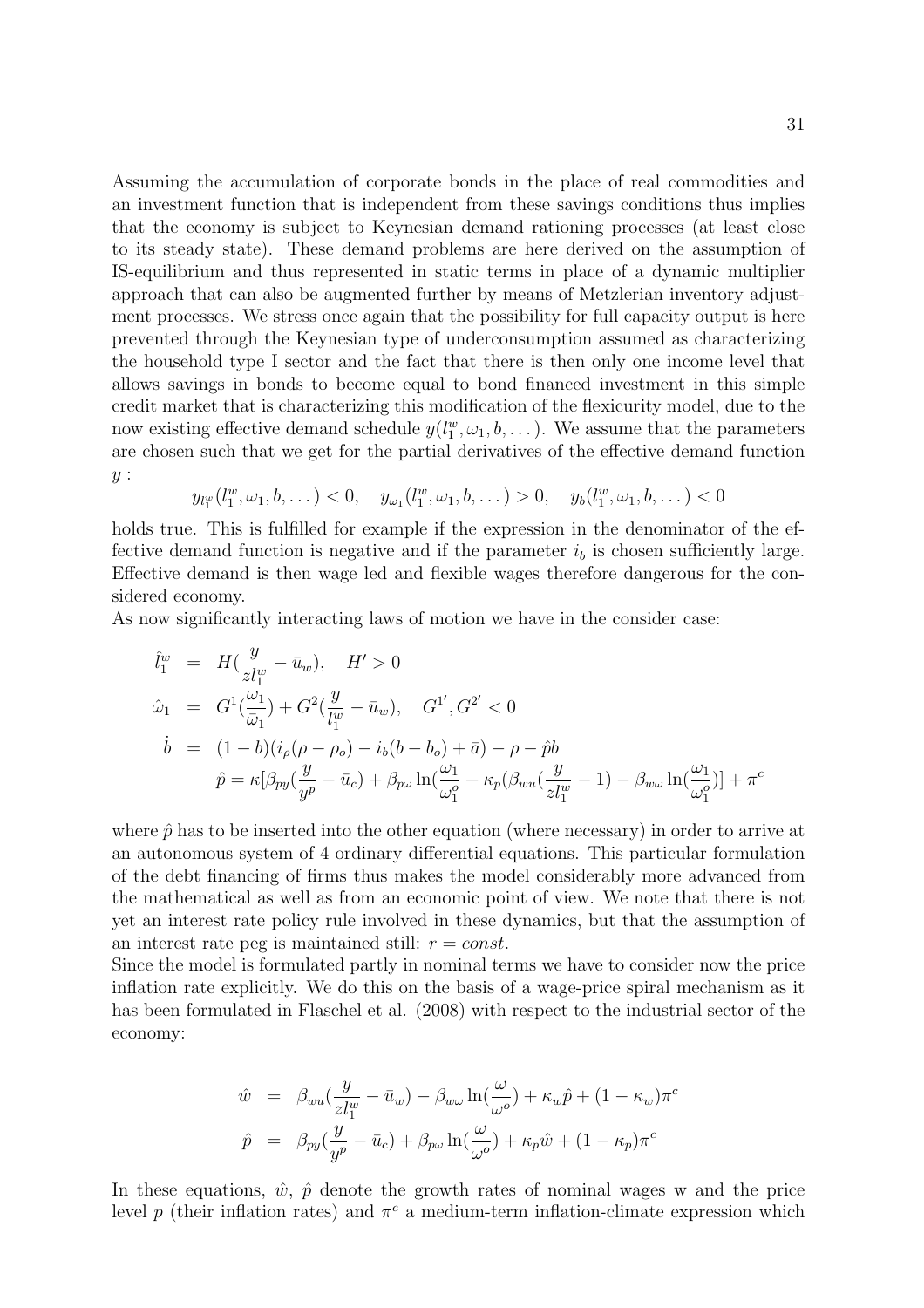Assuming the accumulation of corporate bonds in the place of real commodities and an investment function that is independent from these savings conditions thus implies that the economy is subject to Keynesian demand rationing processes (at least close to its steady state). These demand problems are here derived on the assumption of IS-equilibrium and thus represented in static terms in place of a dynamic multiplier approach that can also be augmented further by means of Metzlerian inventory adjustment processes. We stress once again that the possibility for full capacity output is here prevented through the Keynesian type of underconsumption assumed as characterizing the household type I sector and the fact that there is then only one income level that allows savings in bonds to become equal to bond financed investment in this simple credit market that is characterizing this modification of the flexicurity model, due to the now existing effective demand schedule $y(l_1^w, \omega_1, b, \dots)$. We assume that the parameters are chosen such that we get for the partial derivatives of the effective demand function $y$ :

$$y_{l_1^w}(l_1^w, \omega_1, b, \dots) < 0, \quad y_{\omega_1}(l_1^w, \omega_1, b, \dots) > 0, \quad y_b(l_1^w, \omega_1, b, \dots) < 0$$

holds true. This is fulfilled for example if the expression in the denominator of the effective demand function is negative and if the parameter $i_b$ is chosen sufficiently large. Effective demand is then wage led and flexible wages therefore dangerous for the considered economy.

As now significantly interacting laws of motion we have in the consider case:

$$\begin{aligned}
\hat{l}_1^w &= H(\frac{y}{zl_1^w} - \bar{u}_w), \quad H' > 0 \\
\hat{\omega}_1 &= G^1(\frac{\omega_1}{\bar{\omega}_1}) + G^2(\frac{y}{l_1^w} - \bar{u}_w), \quad G^{1'}, G^{2'} < 0 \\
\dot{b} &= (1-b)(i_\rho(\rho - \rho_o) - i_b(b - b_o) + \bar{a}) - \rho - \hat{p}b \\
& \hat{p} = \kappa[\beta_{py}(\frac{y}{y^p} - \bar{u}_c) + \beta_{p\omega}\ln(\frac{\omega_1}{\omega_1^o} + \kappa_p(\beta_{wu}(\frac{y}{zl_1^w} - 1) - \beta_{w\omega}\ln(\frac{\omega_1}{\omega_1^o})] + \pi^c
\end{aligned}$$

where $\hat{p}$ has to be inserted into the other equation (where necessary) in order to arrive at an autonomous system of 4 ordinary differential equations. This particular formulation of the debt financing of firms thus makes the model considerably more advanced from the mathematical as well as from an economic point of view. We note that there is not yet an interest rate policy rule involved in these dynamics, but that the assumption of an interest rate peg is maintained still: $r = const$.

Since the model is formulated partly in nominal terms we have to consider now the price inflation rate explicitly. We do this on the basis of a wage-price spiral mechanism as it has been formulated in Flaschel et al. (2008) with respect to the industrial sector of the economy:

$$\begin{aligned}
\hat{w} &= \beta_{wu}(\frac{y}{zl_1^w} - \bar{u}_w) - \beta_{w\omega}\ln(\frac{\omega}{\omega^o}) + \kappa_w\hat{p} + (1-\kappa_w)\pi^c \\
\hat{p} &= \beta_{py}(\frac{y}{y^p} - \bar{u}_c) + \beta_{p\omega}\ln(\frac{\omega}{\omega^o}) + \kappa_p\hat{w} + (1-\kappa_p)\pi^c
\end{aligned}$$

In these equations, $\hat{w}$, $\hat{p}$ denote the growth rates of nominal wages w and the price level $p$ (their inflation rates) and $\pi^c$ a medium-term inflation-climate expression which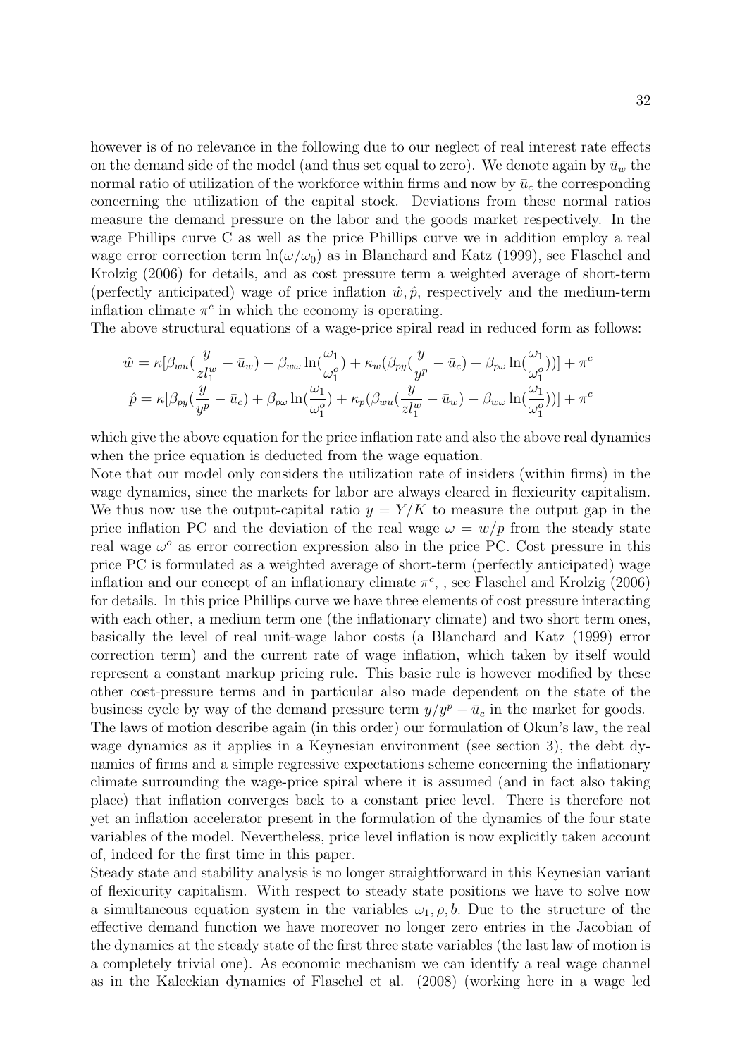however is of no relevance in the following due to our neglect of real interest rate effects on the demand side of the model (and thus set equal to zero). We denote again by $\bar{u}_w$ the normal ratio of utilization of the workforce within firms and now by $\bar{u}_c$ the corresponding concerning the utilization of the capital stock. Deviations from these normal ratios measure the demand pressure on the labor and the goods market respectively. In the wage Phillips curve C as well as the price Phillips curve we in addition employ a real wage error correction term $\ln(\omega/\omega_0)$ as in Blanchard and Katz (1999), see Flaschel and Krolzig (2006) for details, and as cost pressure term a weighted average of short-term (perfectly anticipated) wage of price inflation $\hat{w}, \hat{p}$, respectively and the medium-term inflation climate $\pi^c$ in which the economy is operating.

The above structural equations of a wage-price spiral read in reduced form as follows:

$$\hat{w} = \kappa[\beta_{wu}(\frac{y}{zl_1^w} - \bar{u}_w) - \beta_{w\omega}\ln(\frac{\omega_1}{\omega_1^o}) + \kappa_w(\beta_{py}(\frac{y}{y^p} - \bar{u}_c) + \beta_{p\omega}\ln(\frac{\omega_1}{\omega_1^o}))] + \pi^c$$

$$\hat{p} = \kappa[\beta_{py}(\frac{y}{y^p} - \bar{u}_c) + \beta_{p\omega}\ln(\frac{\omega_1}{\omega_1^o}) + \kappa_p(\beta_{wu}(\frac{y}{zl_1^w} - \bar{u}_w) - \beta_{w\omega}\ln(\frac{\omega_1}{\omega_1^o}))] + \pi^c$$

which give the above equation for the price inflation rate and also the above real dynamics when the price equation is deducted from the wage equation.

Note that our model only considers the utilization rate of insiders (within firms) in the wage dynamics, since the markets for labor are always cleared in flexicurity capitalism. We thus now use the output-capital ratio $y = Y/K$ to measure the output gap in the price inflation PC and the deviation of the real wage $\omega = w/p$ from the steady state real wage $\omega^o$ as error correction expression also in the price PC. Cost pressure in this price PC is formulated as a weighted average of short-term (perfectly anticipated) wage inflation and our concept of an inflationary climate $\pi^c$, , see Flaschel and Krolzig (2006) for details. In this price Phillips curve we have three elements of cost pressure interacting with each other, a medium term one (the inflationary climate) and two short term ones, basically the level of real unit-wage labor costs (a Blanchard and Katz (1999) error correction term) and the current rate of wage inflation, which taken by itself would represent a constant markup pricing rule. This basic rule is however modified by these other cost-pressure terms and in particular also made dependent on the state of the business cycle by way of the demand pressure term $y/y^p - \bar{u}_c$ in the market for goods.

The laws of motion describe again (in this order) our formulation of Okun's law, the real wage dynamics as it applies in a Keynesian environment (see section 3), the debt dynamics of firms and a simple regressive expectations scheme concerning the inflationary climate surrounding the wage-price spiral where it is assumed (and in fact also taking place) that inflation converges back to a constant price level. There is therefore not yet an inflation accelerator present in the formulation of the dynamics of the four state variables of the model. Nevertheless, price level inflation is now explicitly taken account of, indeed for the first time in this paper.

Steady state and stability analysis is no longer straightforward in this Keynesian variant of flexicurity capitalism. With respect to steady state positions we have to solve now a simultaneous equation system in the variables $\omega_1, \rho, b$. Due to the structure of the effective demand function we have moreover no longer zero entries in the Jacobian of the dynamics at the steady state of the first three state variables (the last law of motion is a completely trivial one). As economic mechanism we can identify a real wage channel as in the Kaleckian dynamics of Flaschel et al. (2008) (working here in a wage led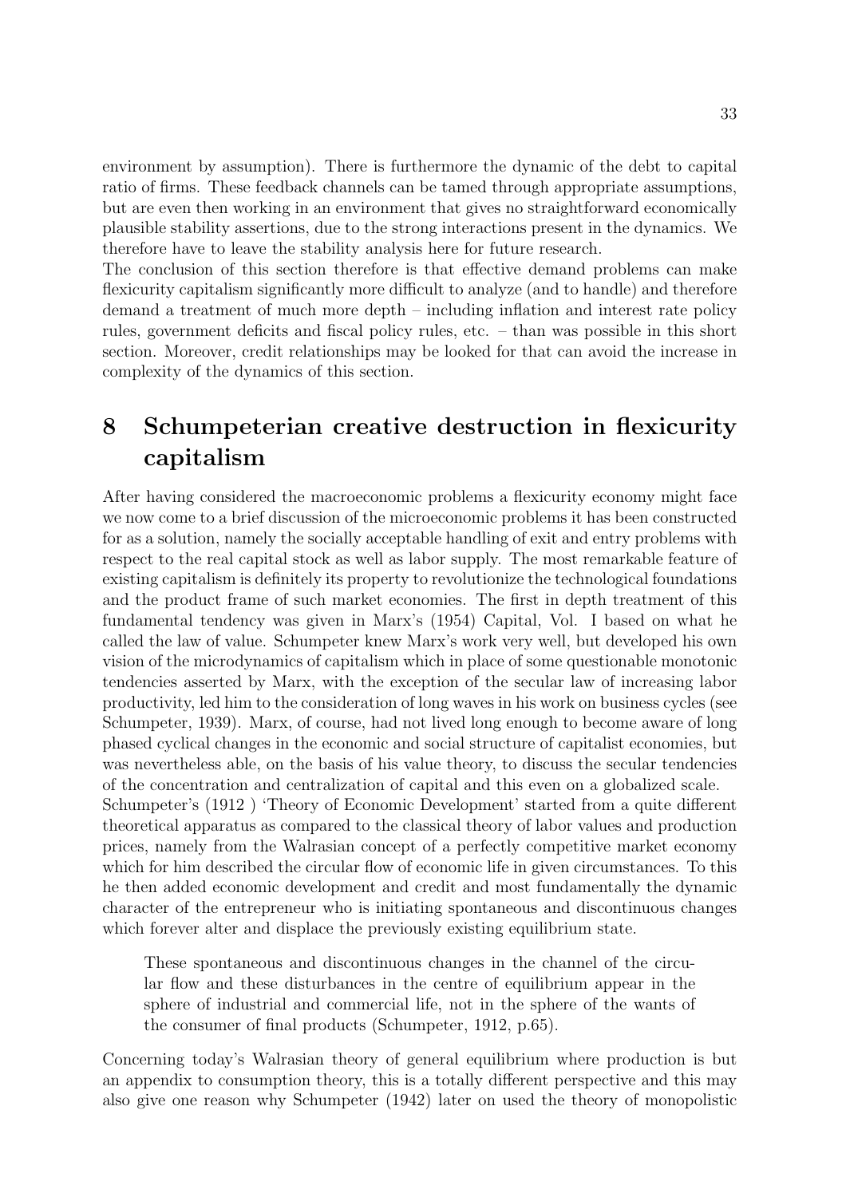environment by assumption). There is furthermore the dynamic of the debt to capital ratio of firms. These feedback channels can be tamed through appropriate assumptions, but are even then working in an environment that gives no straightforward economically plausible stability assertions, due to the strong interactions present in the dynamics. We therefore have to leave the stability analysis here for future research.

The conclusion of this section therefore is that effective demand problems can make flexicurity capitalism significantly more difficult to analyze (and to handle) and therefore demand a treatment of much more depth – including inflation and interest rate policy rules, government deficits and fiscal policy rules, etc. – than was possible in this short section. Moreover, credit relationships may be looked for that can avoid the increase in complexity of the dynamics of this section.

# 8 Schumpeterian creative destruction in flexicurity capitalism

After having considered the macroeconomic problems a flexicurity economy might face we now come to a brief discussion of the microeconomic problems it has been constructed for as a solution, namely the socially acceptable handling of exit and entry problems with respect to the real capital stock as well as labor supply. The most remarkable feature of existing capitalism is definitely its property to revolutionize the technological foundations and the product frame of such market economies. The first in depth treatment of this fundamental tendency was given in Marx's (1954) Capital, Vol. I based on what he called the law of value. Schumpeter knew Marx's work very well, but developed his own vision of the microdynamics of capitalism which in place of some questionable monotonic tendencies asserted by Marx, with the exception of the secular law of increasing labor productivity, led him to the consideration of long waves in his work on business cycles (see Schumpeter, 1939). Marx, of course, had not lived long enough to become aware of long phased cyclical changes in the economic and social structure of capitalist economies, but was nevertheless able, on the basis of his value theory, to discuss the secular tendencies of the concentration and centralization of capital and this even on a globalized scale.

Schumpeter's (1912 ) 'Theory of Economic Development' started from a quite different theoretical apparatus as compared to the classical theory of labor values and production prices, namely from the Walrasian concept of a perfectly competitive market economy which for him described the circular flow of economic life in given circumstances. To this he then added economic development and credit and most fundamentally the dynamic character of the entrepreneur who is initiating spontaneous and discontinuous changes which forever alter and displace the previously existing equilibrium state.

> These spontaneous and discontinuous changes in the channel of the circular flow and these disturbances in the centre of equilibrium appear in the sphere of industrial and commercial life, not in the sphere of the wants of the consumer of final products (Schumpeter, 1912, p.65).

Concerning today's Walrasian theory of general equilibrium where production is but an appendix to consumption theory, this is a totally different perspective and this may also give one reason why Schumpeter (1942) later on used the theory of monopolistic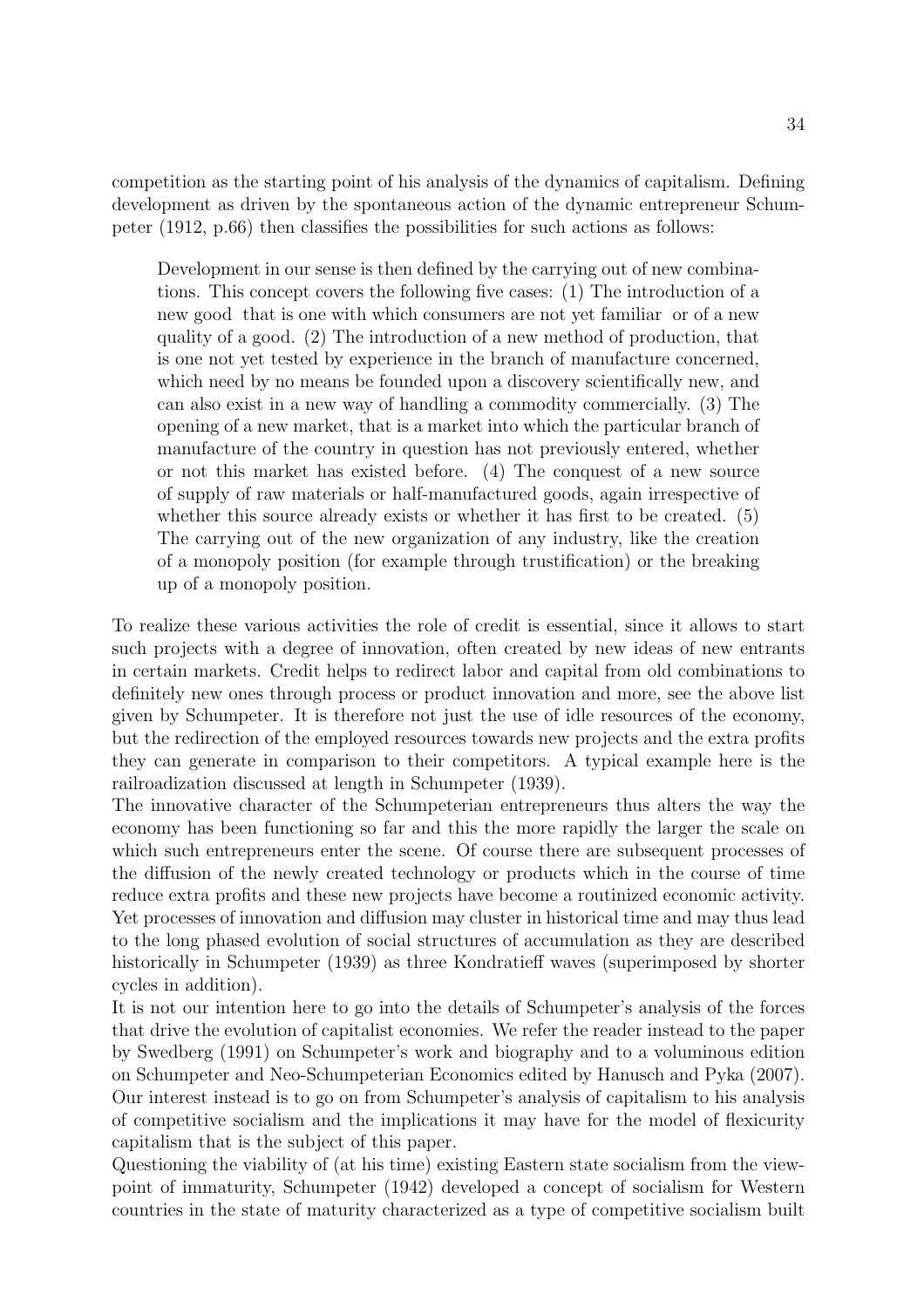competition as the starting point of his analysis of the dynamics of capitalism. Defining development as driven by the spontaneous action of the dynamic entrepreneur Schumpeter (1912, p.66) then classifies the possibilities for such actions as follows:

> Development in our sense is then defined by the carrying out of new combinations. This concept covers the following five cases: (1) The introduction of a new good that is one with which consumers are not yet familiar or of a new quality of a good. (2) The introduction of a new method of production, that is one not yet tested by experience in the branch of manufacture concerned, which need by no means be founded upon a discovery scientifically new, and can also exist in a new way of handling a commodity commercially. (3) The opening of a new market, that is a market into which the particular branch of manufacture of the country in question has not previously entered, whether or not this market has existed before. (4) The conquest of a new source of supply of raw materials or half-manufactured goods, again irrespective of whether this source already exists or whether it has first to be created. (5) The carrying out of the new organization of any industry, like the creation of a monopoly position (for example through trustification) or the breaking up of a monopoly position.

To realize these various activities the role of credit is essential, since it allows to start such projects with a degree of innovation, often created by new ideas of new entrants in certain markets. Credit helps to redirect labor and capital from old combinations to definitely new ones through process or product innovation and more, see the above list given by Schumpeter. It is therefore not just the use of idle resources of the economy, but the redirection of the employed resources towards new projects and the extra profits they can generate in comparison to their competitors. A typical example here is the railroadization discussed at length in Schumpeter (1939).

The innovative character of the Schumpeterian entrepreneurs thus alters the way the economy has been functioning so far and this the more rapidly the larger the scale on which such entrepreneurs enter the scene. Of course there are subsequent processes of the diffusion of the newly created technology or products which in the course of time reduce extra profits and these new projects have become a routinized economic activity. Yet processes of innovation and diffusion may cluster in historical time and may thus lead to the long phased evolution of social structures of accumulation as they are described historically in Schumpeter (1939) as three Kondratieff waves (superimposed by shorter cycles in addition).

It is not our intention here to go into the details of Schumpeter's analysis of the forces that drive the evolution of capitalist economies. We refer the reader instead to the paper by Swedberg (1991) on Schumpeter's work and biography and to a voluminous edition on Schumpeter and Neo-Schumpeterian Economics edited by Hanusch and Pyka (2007). Our interest instead is to go on from Schumpeter's analysis of capitalism to his analysis of competitive socialism and the implications it may have for the model of flexicurity capitalism that is the subject of this paper.

Questioning the viability of (at his time) existing Eastern state socialism from the viewpoint of immaturity, Schumpeter (1942) developed a concept of socialism for Western countries in the state of maturity characterized as a type of competitive socialism built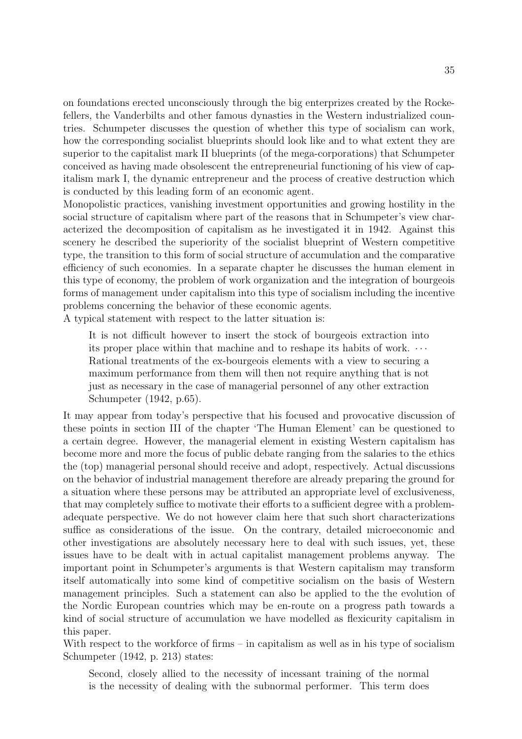on foundations erected unconsciously through the big enterprizes created by the Rockefellers, the Vanderbilts and other famous dynasties in the Western industrialized countries. Schumpeter discusses the question of whether this type of socialism can work, how the corresponding socialist blueprints should look like and to what extent they are superior to the capitalist mark II blueprints (of the mega-corporations) that Schumpeter conceived as having made obsolescent the entrepreneurial functioning of his view of capitalism mark I, the dynamic entrepreneur and the process of creative destruction which is conducted by this leading form of an economic agent.

Monopolistic practices, vanishing investment opportunities and growing hostility in the social structure of capitalism where part of the reasons that in Schumpeter's view characterized the decomposition of capitalism as he investigated it in 1942. Against this scenery he described the superiority of the socialist blueprint of Western competitive type, the transition to this form of social structure of accumulation and the comparative efficiency of such economies. In a separate chapter he discusses the human element in this type of economy, the problem of work organization and the integration of bourgeois forms of management under capitalism into this type of socialism including the incentive problems concerning the behavior of these economic agents.

A typical statement with respect to the latter situation is:

> It is not difficult however to insert the stock of bourgeois extraction into its proper place within that machine and to reshape its habits of work. ⋯ Rational treatments of the ex-bourgeois elements with a view to securing a maximum performance from them will then not require anything that is not just as necessary in the case of managerial personnel of any other extraction Schumpeter (1942, p.65).

It may appear from today's perspective that his focused and provocative discussion of these points in section III of the chapter 'The Human Element' can be questioned to a certain degree. However, the managerial element in existing Western capitalism has become more and more the focus of public debate ranging from the salaries to the ethics the (top) managerial personal should receive and adopt, respectively. Actual discussions on the behavior of industrial management therefore are already preparing the ground for a situation where these persons may be attributed an appropriate level of exclusiveness, that may completely suffice to motivate their efforts to a sufficient degree with a problem-adequate perspective. We do not however claim here that such short characterizations suffice as considerations of the issue. On the contrary, detailed microeconomic and other investigations are absolutely necessary here to deal with such issues, yet, these issues have to be dealt with in actual capitalist management problems anyway. The important point in Schumpeter's arguments is that Western capitalism may transform itself automatically into some kind of competitive socialism on the basis of Western management principles. Such a statement can also be applied to the the evolution of the Nordic European countries which may be en-route on a progress path towards a kind of social structure of accumulation we have modelled as flexicurity capitalism in this paper.

With respect to the workforce of firms – in capitalism as well as in his type of socialism Schumpeter (1942, p. 213) states:

> Second, closely allied to the necessity of incessant training of the normal is the necessity of dealing with the subnormal performer. This term does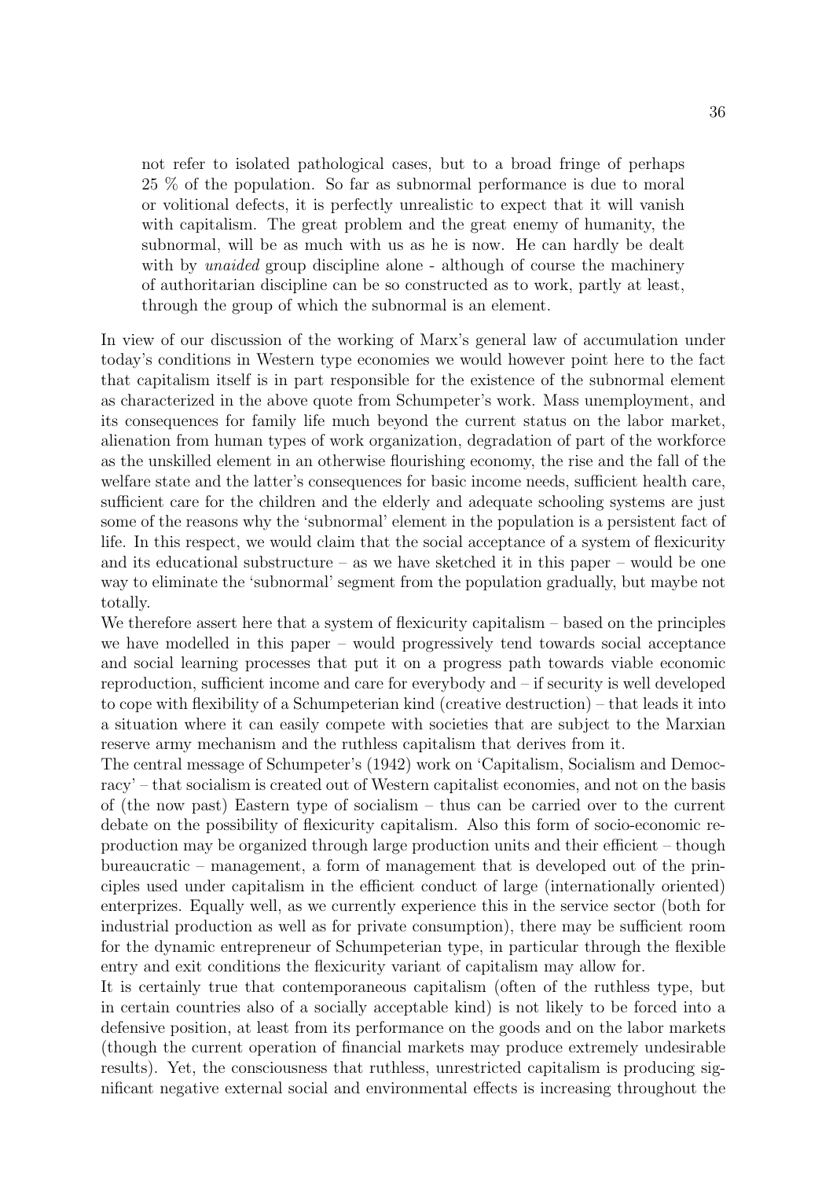> not refer to isolated pathological cases, but to a broad fringe of perhaps 25 % of the population. So far as subnormal performance is due to moral or volitional defects, it is perfectly unrealistic to expect that it will vanish with capitalism. The great problem and the great enemy of humanity, the subnormal, will be as much with us as he is now. He can hardly be dealt with by *unaided* group discipline alone - although of course the machinery of authoritarian discipline can be so constructed as to work, partly at least, through the group of which the subnormal is an element.

In view of our discussion of the working of Marx's general law of accumulation under today's conditions in Western type economies we would however point here to the fact that capitalism itself is in part responsible for the existence of the subnormal element as characterized in the above quote from Schumpeter's work. Mass unemployment, and its consequences for family life much beyond the current status on the labor market, alienation from human types of work organization, degradation of part of the workforce as the unskilled element in an otherwise flourishing economy, the rise and the fall of the welfare state and the latter's consequences for basic income needs, sufficient health care, sufficient care for the children and the elderly and adequate schooling systems are just some of the reasons why the 'subnormal' element in the population is a persistent fact of life. In this respect, we would claim that the social acceptance of a system of flexicurity and its educational substructure – as we have sketched it in this paper – would be one way to eliminate the 'subnormal' segment from the population gradually, but maybe not totally.

We therefore assert here that a system of flexicurity capitalism – based on the principles we have modelled in this paper – would progressively tend towards social acceptance and social learning processes that put it on a progress path towards viable economic reproduction, sufficient income and care for everybody and – if security is well developed to cope with flexibility of a Schumpeterian kind (creative destruction) – that leads it into a situation where it can easily compete with societies that are subject to the Marxian reserve army mechanism and the ruthless capitalism that derives from it.

The central message of Schumpeter's (1942) work on 'Capitalism, Socialism and Democracy' – that socialism is created out of Western capitalist economies, and not on the basis of (the now past) Eastern type of socialism – thus can be carried over to the current debate on the possibility of flexicurity capitalism. Also this form of socio-economic reproduction may be organized through large production units and their efficient – though bureaucratic – management, a form of management that is developed out of the principles used under capitalism in the efficient conduct of large (internationally oriented) enterprizes. Equally well, as we currently experience this in the service sector (both for industrial production as well as for private consumption), there may be sufficient room for the dynamic entrepreneur of Schumpeterian type, in particular through the flexible entry and exit conditions the flexicurity variant of capitalism may allow for.

It is certainly true that contemporaneous capitalism (often of the ruthless type, but in certain countries also of a socially acceptable kind) is not likely to be forced into a defensive position, at least from its performance on the goods and on the labor markets (though the current operation of financial markets may produce extremely undesirable results). Yet, the consciousness that ruthless, unrestricted capitalism is producing significant negative external social and environmental effects is increasing throughout the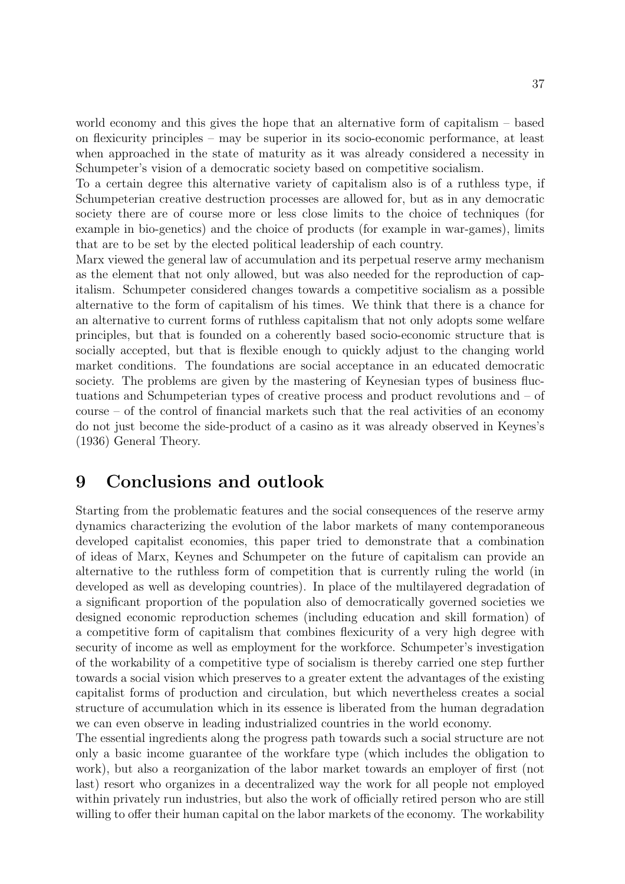world economy and this gives the hope that an alternative form of capitalism – based on flexicurity principles – may be superior in its socio-economic performance, at least when approached in the state of maturity as it was already considered a necessity in Schumpeter's vision of a democratic society based on competitive socialism.

To a certain degree this alternative variety of capitalism also is of a ruthless type, if Schumpeterian creative destruction processes are allowed for, but as in any democratic society there are of course more or less close limits to the choice of techniques (for example in bio-genetics) and the choice of products (for example in war-games), limits that are to be set by the elected political leadership of each country.

Marx viewed the general law of accumulation and its perpetual reserve army mechanism as the element that not only allowed, but was also needed for the reproduction of capitalism. Schumpeter considered changes towards a competitive socialism as a possible alternative to the form of capitalism of his times. We think that there is a chance for an alternative to current forms of ruthless capitalism that not only adopts some welfare principles, but that is founded on a coherently based socio-economic structure that is socially accepted, but that is flexible enough to quickly adjust to the changing world market conditions. The foundations are social acceptance in an educated democratic society. The problems are given by the mastering of Keynesian types of business fluctuations and Schumpeterian types of creative process and product revolutions and – of course – of the control of financial markets such that the real activities of an economy do not just become the side-product of a casino as it was already observed in Keynes's (1936) General Theory.

# 9 Conclusions and outlook

Starting from the problematic features and the social consequences of the reserve army dynamics characterizing the evolution of the labor markets of many contemporaneous developed capitalist economies, this paper tried to demonstrate that a combination of ideas of Marx, Keynes and Schumpeter on the future of capitalism can provide an alternative to the ruthless form of competition that is currently ruling the world (in developed as well as developing countries). In place of the multilayered degradation of a significant proportion of the population also of democratically governed societies we designed economic reproduction schemes (including education and skill formation) of a competitive form of capitalism that combines flexicurity of a very high degree with security of income as well as employment for the workforce. Schumpeter's investigation of the workability of a competitive type of socialism is thereby carried one step further towards a social vision which preserves to a greater extent the advantages of the existing capitalist forms of production and circulation, but which nevertheless creates a social structure of accumulation which in its essence is liberated from the human degradation we can even observe in leading industrialized countries in the world economy.

The essential ingredients along the progress path towards such a social structure are not only a basic income guarantee of the workfare type (which includes the obligation to work), but also a reorganization of the labor market towards an employer of first (not last) resort who organizes in a decentralized way the work for all people not employed within privately run industries, but also the work of officially retired person who are still willing to offer their human capital on the labor markets of the economy. The workability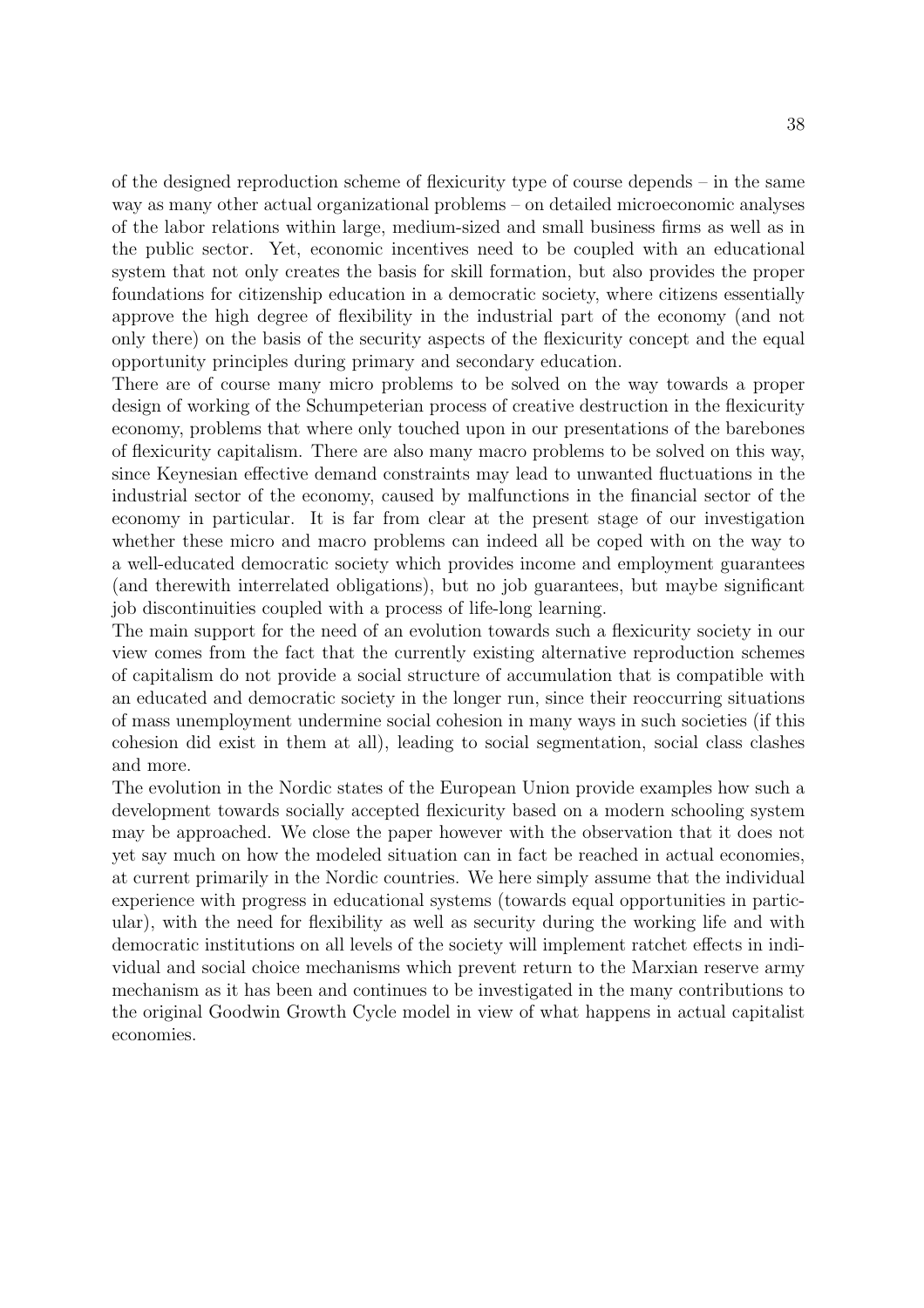of the designed reproduction scheme of flexicurity type of course depends – in the same way as many other actual organizational problems – on detailed microeconomic analyses of the labor relations within large, medium-sized and small business firms as well as in the public sector. Yet, economic incentives need to be coupled with an educational system that not only creates the basis for skill formation, but also provides the proper foundations for citizenship education in a democratic society, where citizens essentially approve the high degree of flexibility in the industrial part of the economy (and not only there) on the basis of the security aspects of the flexicurity concept and the equal opportunity principles during primary and secondary education.

There are of course many micro problems to be solved on the way towards a proper design of working of the Schumpeterian process of creative destruction in the flexicurity economy, problems that where only touched upon in our presentations of the barebones of flexicurity capitalism. There are also many macro problems to be solved on this way, since Keynesian effective demand constraints may lead to unwanted fluctuations in the industrial sector of the economy, caused by malfunctions in the financial sector of the economy in particular. It is far from clear at the present stage of our investigation whether these micro and macro problems can indeed all be coped with on the way to a well-educated democratic society which provides income and employment guarantees (and therewith interrelated obligations), but no job guarantees, but maybe significant job discontinuities coupled with a process of life-long learning.

The main support for the need of an evolution towards such a flexicurity society in our view comes from the fact that the currently existing alternative reproduction schemes of capitalism do not provide a social structure of accumulation that is compatible with an educated and democratic society in the longer run, since their reoccurring situations of mass unemployment undermine social cohesion in many ways in such societies (if this cohesion did exist in them at all), leading to social segmentation, social class clashes and more.

The evolution in the Nordic states of the European Union provide examples how such a development towards socially accepted flexicurity based on a modern schooling system may be approached. We close the paper however with the observation that it does not yet say much on how the modeled situation can in fact be reached in actual economies, at current primarily in the Nordic countries. We here simply assume that the individual experience with progress in educational systems (towards equal opportunities in particular), with the need for flexibility as well as security during the working life and with democratic institutions on all levels of the society will implement ratchet effects in individual and social choice mechanisms which prevent return to the Marxian reserve army mechanism as it has been and continues to be investigated in the many contributions to the original Goodwin Growth Cycle model in view of what happens in actual capitalist economies.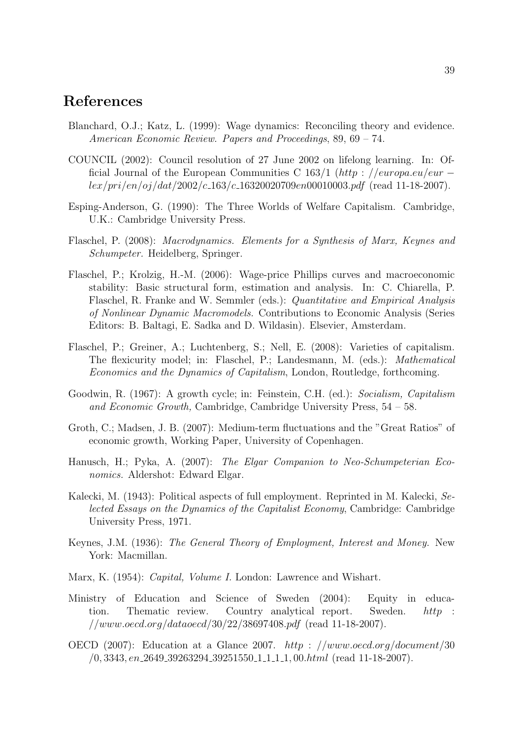# References

Blanchard, O.J.; Katz, L. (1999): Wage dynamics: Reconciling theory and evidence. *American Economic Review. Papers and Proceedings*, 89, 69 – 74.

COUNCIL (2002): Council resolution of 27 June 2002 on lifelong learning. In: Official Journal of the European Communities C 163/1 (http://europa.eu/eur-lex/pri/en/oj/dat/2002/c_163/c_16320020709en00010003.pdf (read 11-18-2007).

Esping-Anderson, G. (1990): The Three Worlds of Welfare Capitalism. Cambridge, U.K.: Cambridge University Press.

Flaschel, P. (2008): *Macrodynamics. Elements for a Synthesis of Marx, Keynes and Schumpeter.* Heidelberg, Springer.

Flaschel, P.; Krolzig, H.-M. (2006): Wage-price Phillips curves and macroeconomic stability: Basic structural form, estimation and analysis. In: C. Chiarella, P. Flaschel, R. Franke and W. Semmler (eds.): *Quantitative and Empirical Analysis of Nonlinear Dynamic Macromodels.* Contributions to Economic Analysis (Series Editors: B. Baltagi, E. Sadka and D. Wildasin). Elsevier, Amsterdam.

Flaschel, P.; Greiner, A.; Luchtenberg, S.; Nell, E. (2008): Varieties of capitalism. The flexicurity model; in: Flaschel, P.; Landesmann, M. (eds.): *Mathematical Economics and the Dynamics of Capitalism*, London, Routledge, forthcoming.

Goodwin, R. (1967): A growth cycle; in: Feinstein, C.H. (ed.): *Socialism, Capitalism and Economic Growth,* Cambridge, Cambridge University Press, 54 – 58.

Groth, C.; Madsen, J. B. (2007): Medium-term fluctuations and the "Great Ratios" of economic growth, Working Paper, University of Copenhagen.

Hanusch, H.; Pyka, A. (2007): *The Elgar Companion to Neo-Schumpeterian Economics.* Aldershot: Edward Elgar.

Kalecki, M. (1943): Political aspects of full employment. Reprinted in M. Kalecki, *Selected Essays on the Dynamics of the Capitalist Economy*, Cambridge: Cambridge University Press, 1971.

Keynes, J.M. (1936): *The General Theory of Employment, Interest and Money.* New York: Macmillan.

Marx, K. (1954): *Capital, Volume I.* London: Lawrence and Wishart.

Ministry of Education and Science of Sweden (2004): Equity in education. Thematic review. Country analytical report. Sweden. http://www.oecd.org/dataoecd/30/22/38697408.pdf (read 11-18-2007).

OECD (2007): Education at a Glance 2007. http://www.oecd.org/document/30/0,3343,en_2649_39263294_39251550_1_1_1_1,00.html (read 11-18-2007).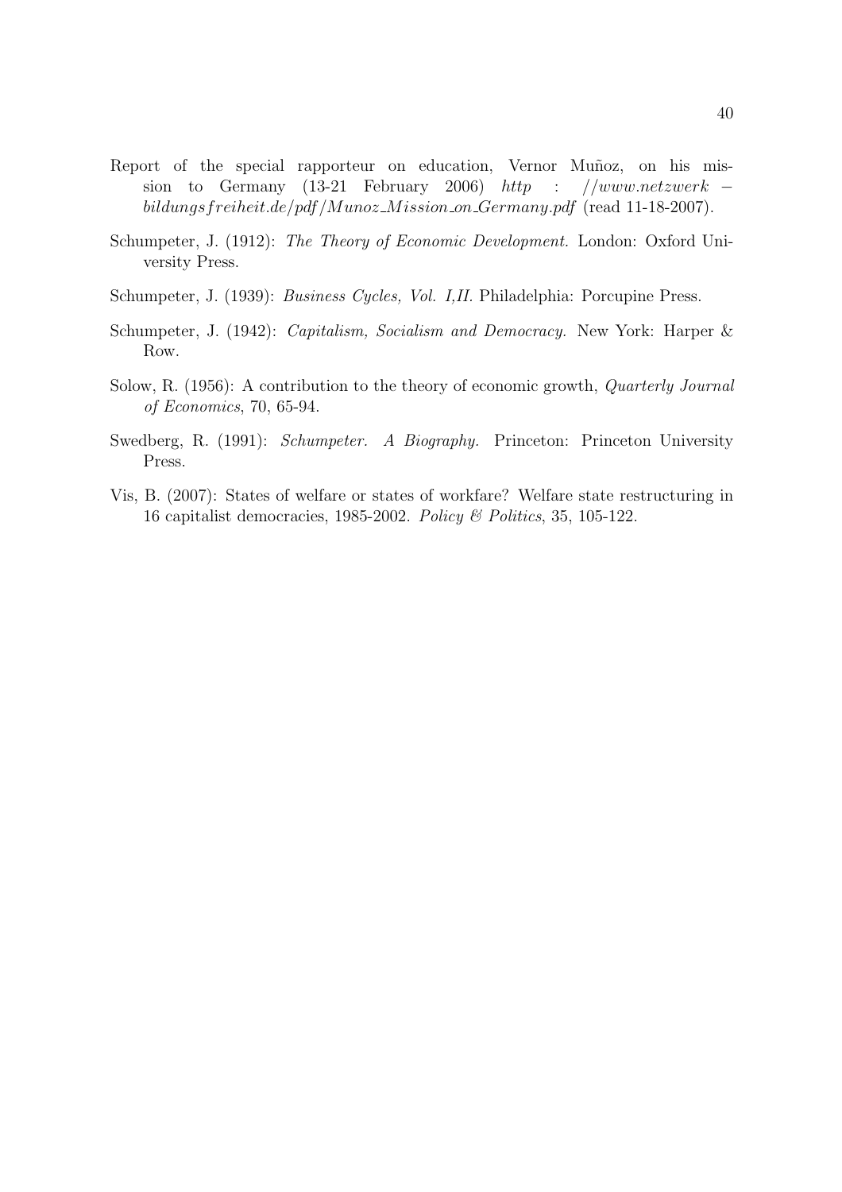Report of the special rapporteur on education, Vernor Muñoz, on his mission to Germany (13-21 February 2006) *http://www.netzwerk-bildungsfreiheit.de/pdf/Munoz_Mission_on_Germany.pdf* (read 11-18-2007).

Schumpeter, J. (1912): *The Theory of Economic Development.* London: Oxford University Press.

Schumpeter, J. (1939): *Business Cycles, Vol. I,II.* Philadelphia: Porcupine Press.

Schumpeter, J. (1942): *Capitalism, Socialism and Democracy.* New York: Harper & Row.

Solow, R. (1956): A contribution to the theory of economic growth, *Quarterly Journal of Economics*, 70, 65-94.

Swedberg, R. (1991): *Schumpeter. A Biography.* Princeton: Princeton University Press.

Vis, B. (2007): States of welfare or states of workfare? Welfare state restructuring in 16 capitalist democracies, 1985-2002. *Policy & Politics*, 35, 105-122.